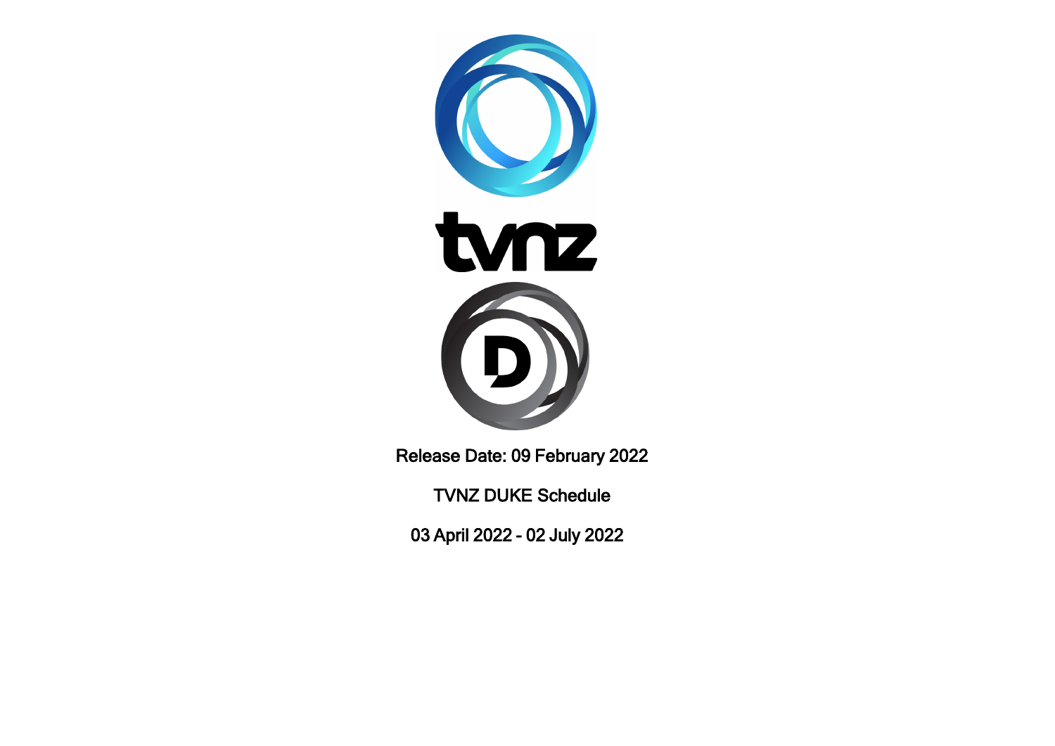Release Date: 09 February 2022

TVNZ DUKE Schedule

03 April 2022 - 02 July 2022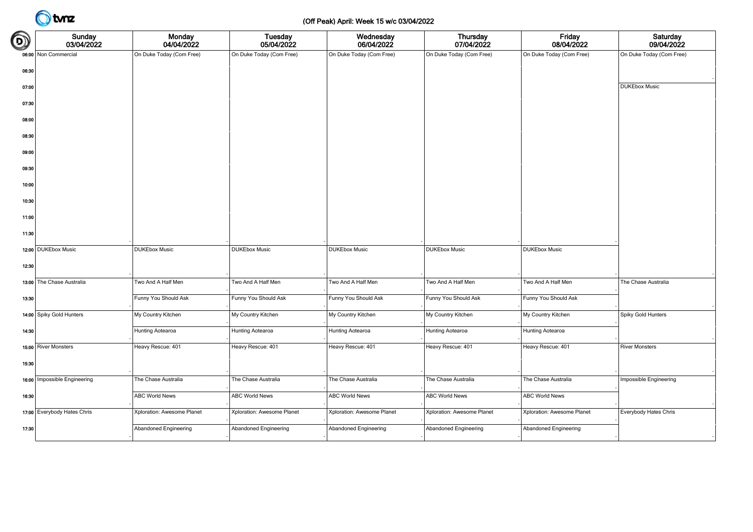**(Off Peak) April: Week 15 w/c 03/04/2022**

| | Sunday 03/04/2022 | Monday 04/04/2022 | Tuesday 05/04/2022 | Wednesday 06/04/2022 | Thursday 07/04/2022 | Friday 08/04/2022 | Saturday 09/04/2022 |
|---|---|---|---|---|---|---|---|
| 06:00 | Non Commercial | On Duke Today (Com Free) | On Duke Today (Com Free) | On Duke Today (Com Free) | On Duke Today (Com Free) | On Duke Today (Com Free) | On Duke Today (Com Free) |
| 06:30 | | | | | | | |
| 07:00 | | | | | | | DUKEbox Music |
| 07:30 | | | | | | | |
| 08:00 | | | | | | | |
| 08:30 | | | | | | | |
| 09:00 | | | | | | | |
| 09:30 | | | | | | | |
| 10:00 | | | | | | | |
| 10:30 | | | | | | | |
| 11:00 | | | | | | | |
| 11:30 | | | | | | | |
| 12:00 | DUKEbox Music | DUKEbox Music | DUKEbox Music | DUKEbox Music | DUKEbox Music | DUKEbox Music | |
| 12:30 | | | | | | | |
| 13:00 | The Chase Australia | Two And A Half Men | Two And A Half Men | Two And A Half Men | Two And A Half Men | Two And A Half Men | The Chase Australia |
| 13:30 | | Funny You Should Ask | Funny You Should Ask | Funny You Should Ask | Funny You Should Ask | Funny You Should Ask | |
| 14:00 | Spiky Gold Hunters | My Country Kitchen | My Country Kitchen | My Country Kitchen | My Country Kitchen | My Country Kitchen | Spiky Gold Hunters |
| 14:30 | | Hunting Aotearoa | Hunting Aotearoa | Hunting Aotearoa | Hunting Aotearoa | Hunting Aotearoa | |
| 15:00 | River Monsters | Heavy Rescue: 401 | Heavy Rescue: 401 | Heavy Rescue: 401 | Heavy Rescue: 401 | Heavy Rescue: 401 | River Monsters |
| 15:30 | | | | | | | |
| 16:00 | Impossible Engineering | The Chase Australia | The Chase Australia | The Chase Australia | The Chase Australia | The Chase Australia | Impossible Engineering |
| 16:30 | | ABC World News | ABC World News | ABC World News | ABC World News | ABC World News | |
| 17:00 | Everybody Hates Chris | Xploration: Awesome Planet | Xploration: Awesome Planet | Xploration: Awesome Planet | Xploration: Awesome Planet | Xploration: Awesome Planet | Everybody Hates Chris |
| 17:30 | | Abandoned Engineering | Abandoned Engineering | Abandoned Engineering | Abandoned Engineering | Abandoned Engineering | |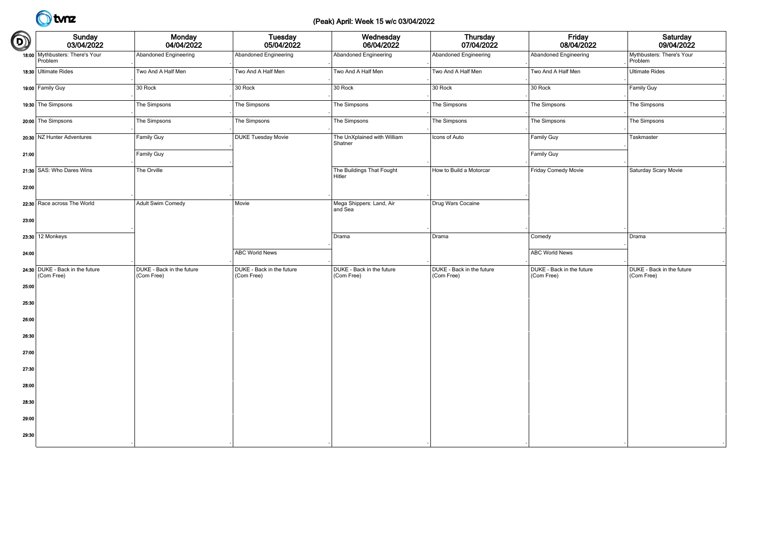# (Peak) April: Week 15 w/c 03/04/2022

| Time | Sunday 03/04/2022 | Monday 04/04/2022 | Tuesday 05/04/2022 | Wednesday 06/04/2022 | Thursday 07/04/2022 | Friday 08/04/2022 | Saturday 09/04/2022 |
|---|---|---|---|---|---|---|---|
| 18:00 | Mythbusters: There's Your Problem | Abandoned Engineering | Abandoned Engineering | Abandoned Engineering | Abandoned Engineering | Abandoned Engineering | Mythbusters: There's Your Problem |
| 18:30 | Ultimate Rides | Two And A Half Men | Two And A Half Men | Two And A Half Men | Two And A Half Men | Two And A Half Men | Ultimate Rides |
| 19:00 | Family Guy | 30 Rock | 30 Rock | 30 Rock | 30 Rock | 30 Rock | Family Guy |
| 19:30 | The Simpsons | The Simpsons | The Simpsons | The Simpsons | The Simpsons | The Simpsons | The Simpsons |
| 20:00 | The Simpsons | The Simpsons | The Simpsons | The Simpsons | The Simpsons | The Simpsons | The Simpsons |
| 20:30 | NZ Hunter Adventures | Family Guy | DUKE Tuesday Movie | The UnXplained with William Shatner | Icons of Auto | Family Guy | Taskmaster |
| 21:00 | | Family Guy | | | | Family Guy | |
| 21:30 | SAS: Who Dares Wins | The Orville | | The Buildings That Fought Hitler | How to Build a Motorcar | Friday Comedy Movie | Saturday Scary Movie |
| 22:00 | | | | | | | |
| 22:30 | Race across The World | Adult Swim Comedy | Movie | Mega Shippers: Land, Air and Sea | Drug Wars Cocaine | | |
| 23:00 | | | | | | | |
| 23:30 | 12 Monkeys | | | Drama | Drama | Comedy | Drama |
| 24:00 | | | ABC World News | | | ABC World News | |
| 24:30 | DUKE - Back in the future (Com Free) | DUKE - Back in the future (Com Free) | DUKE - Back in the future (Com Free) | DUKE - Back in the future (Com Free) | DUKE - Back in the future (Com Free) | DUKE - Back in the future (Com Free) | DUKE - Back in the future (Com Free) |
| 25:00 | | | | | | | |
| 25:30 | | | | | | | |
| 26:00 | | | | | | | |
| 26:30 | | | | | | | |
| 27:00 | | | | | | | |
| 27:30 | | | | | | | |
| 28:00 | | | | | | | |
| 28:30 | | | | | | | |
| 29:00 | | | | | | | |
| 29:30 | | | | | | | |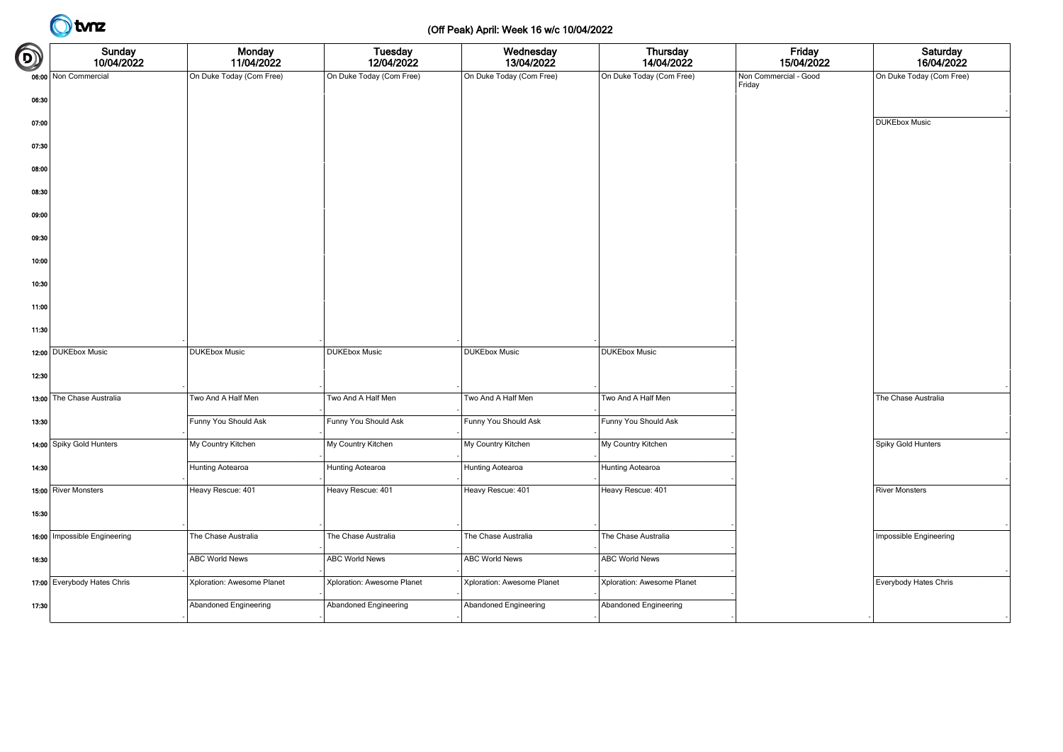# (Off Peak) April: Week 16 w/c 10/04/2022

| | Sunday 10/04/2022 | Monday 11/04/2022 | Tuesday 12/04/2022 | Wednesday 13/04/2022 | Thursday 14/04/2022 | Friday 15/04/2022 | Saturday 16/04/2022 |
|---|---|---|---|---|---|---|---|
| 06:00 | Non Commercial | On Duke Today (Com Free) | On Duke Today (Com Free) | On Duke Today (Com Free) | On Duke Today (Com Free) | Non Commercial - Good Friday | On Duke Today (Com Free) |
| 06:30 | | | | | | | |
| 07:00 | | | | | | | DUKEbox Music |
| 07:30 | | | | | | | |
| 08:00 | | | | | | | |
| 08:30 | | | | | | | |
| 09:00 | | | | | | | |
| 09:30 | | | | | | | |
| 10:00 | | | | | | | |
| 10:30 | | | | | | | |
| 11:00 | | | | | | | |
| 11:30 | | | | | | | |
| 12:00 | DUKEbox Music | DUKEbox Music | DUKEbox Music | DUKEbox Music | DUKEbox Music | | |
| 12:30 | | | | | | | |
| 13:00 | The Chase Australia | Two And A Half Men | Two And A Half Men | Two And A Half Men | Two And A Half Men | | The Chase Australia |
| 13:30 | | Funny You Should Ask | Funny You Should Ask | Funny You Should Ask | Funny You Should Ask | | |
| 14:00 | Spiky Gold Hunters | My Country Kitchen | My Country Kitchen | My Country Kitchen | My Country Kitchen | | Spiky Gold Hunters |
| 14:30 | | Hunting Aotearoa | Hunting Aotearoa | Hunting Aotearoa | Hunting Aotearoa | | |
| 15:00 | River Monsters | Heavy Rescue: 401 | Heavy Rescue: 401 | Heavy Rescue: 401 | Heavy Rescue: 401 | | River Monsters |
| 15:30 | | | | | | | |
| 16:00 | Impossible Engineering | The Chase Australia | The Chase Australia | The Chase Australia | The Chase Australia | | Impossible Engineering |
| 16:30 | | ABC World News | ABC World News | ABC World News | ABC World News | | |
| 17:00 | Everybody Hates Chris | Xploration: Awesome Planet | Xploration: Awesome Planet | Xploration: Awesome Planet | Xploration: Awesome Planet | | Everybody Hates Chris |
| 17:30 | | Abandoned Engineering | Abandoned Engineering | Abandoned Engineering | Abandoned Engineering | | |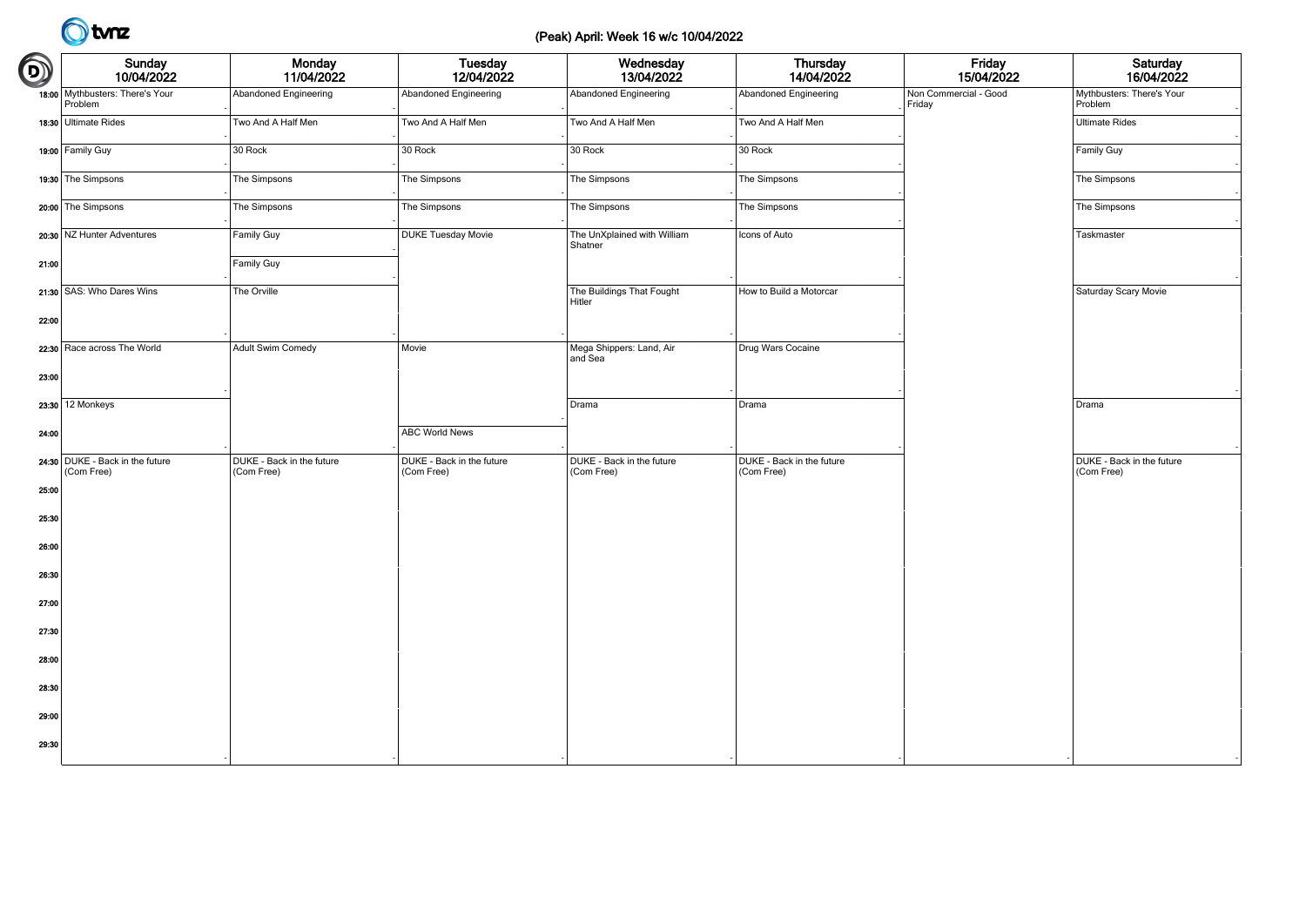# (Peak) April: Week 16 w/c 10/04/2022

| | Sunday 10/04/2022 | Monday 11/04/2022 | Tuesday 12/04/2022 | Wednesday 13/04/2022 | Thursday 14/04/2022 | Friday 15/04/2022 | Saturday 16/04/2022 |
|---|---|---|---|---|---|---|---|
| 18:00 | Mythbusters: There's Your Problem | Abandoned Engineering | Abandoned Engineering | Abandoned Engineering | Abandoned Engineering | Non Commercial - Good Friday | Mythbusters: There's Your Problem |
| 18:30 | Ultimate Rides | Two And A Half Men | Two And A Half Men | Two And A Half Men | Two And A Half Men | | Ultimate Rides |
| 19:00 | Family Guy | 30 Rock | 30 Rock | 30 Rock | 30 Rock | | Family Guy |
| 19:30 | The Simpsons | The Simpsons | The Simpsons | The Simpsons | The Simpsons | | The Simpsons |
| 20:00 | The Simpsons | The Simpsons | The Simpsons | The Simpsons | The Simpsons | | The Simpsons |
| 20:30 | NZ Hunter Adventures | Family Guy | DUKE Tuesday Movie | The UnXplained with William Shatner | Icons of Auto | | Taskmaster |
| 21:00 | | Family Guy | | | | | |
| 21:30 | SAS: Who Dares Wins | The Orville | | The Buildings That Fought Hitler | How to Build a Motorcar | | Saturday Scary Movie |
| 22:00 | | | | | | | |
| 22:30 | Race across The World | Adult Swim Comedy | Movie | Mega Shippers: Land, Air and Sea | Drug Wars Cocaine | | |
| 23:00 | | | | | | | |
| 23:30 | 12 Monkeys | | | Drama | Drama | | Drama |
| 24:00 | | | ABC World News | | | | |
| 24:30 | DUKE - Back in the future (Com Free) | DUKE - Back in the future (Com Free) | DUKE - Back in the future (Com Free) | DUKE - Back in the future (Com Free) | DUKE - Back in the future (Com Free) | | DUKE - Back in the future (Com Free) |
| 25:00 | | | | | | | |
| 25:30 | | | | | | | |
| 26:00 | | | | | | | |
| 26:30 | | | | | | | |
| 27:00 | | | | | | | |
| 27:30 | | | | | | | |
| 28:00 | | | | | | | |
| 28:30 | | | | | | | |
| 29:00 | | | | | | | |
| 29:30 | | | | | | | |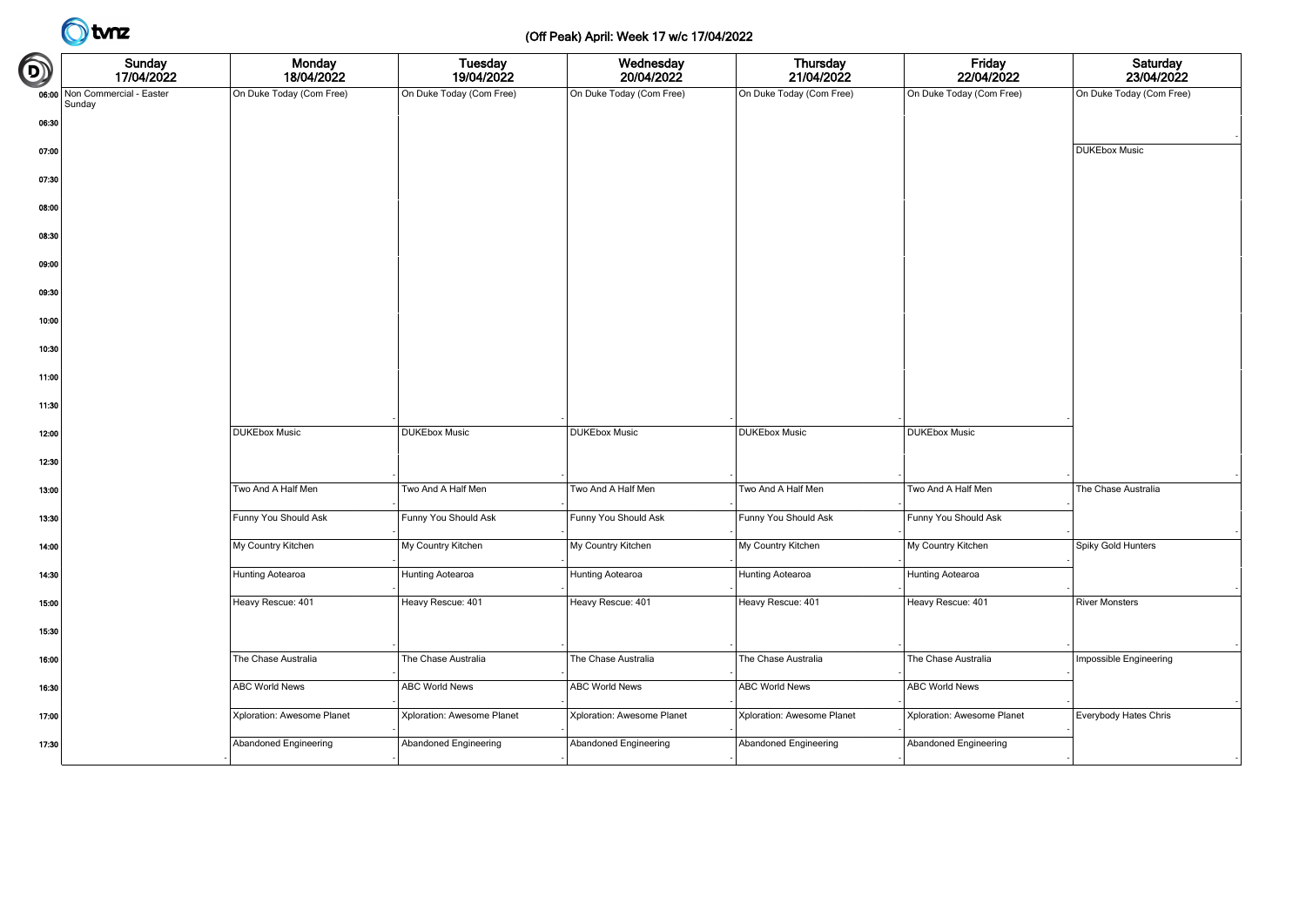# (Off Peak) April: Week 17 w/c 17/04/2022

| | Sunday 17/04/2022 | Monday 18/04/2022 | Tuesday 19/04/2022 | Wednesday 20/04/2022 | Thursday 21/04/2022 | Friday 22/04/2022 | Saturday 23/04/2022 |
|---|---|---|---|---|---|---|---|
| 06:00 | Non Commercial - Easter Sunday | On Duke Today (Com Free) | On Duke Today (Com Free) | On Duke Today (Com Free) | On Duke Today (Com Free) | On Duke Today (Com Free) | On Duke Today (Com Free) |
| 06:30 | | | | | | | |
| 07:00 | | | | | | | DUKEbox Music |
| 07:30 | | | | | | | |
| 08:00 | | | | | | | |
| 08:30 | | | | | | | |
| 09:00 | | | | | | | |
| 09:30 | | | | | | | |
| 10:00 | | | | | | | |
| 10:30 | | | | | | | |
| 11:00 | | | | | | | |
| 11:30 | | | | | | | |
| 12:00 | | DUKEbox Music | DUKEbox Music | DUKEbox Music | DUKEbox Music | DUKEbox Music | |
| 12:30 | | | | | | | |
| 13:00 | | Two And A Half Men | Two And A Half Men | Two And A Half Men | Two And A Half Men | Two And A Half Men | The Chase Australia |
| 13:30 | | Funny You Should Ask | Funny You Should Ask | Funny You Should Ask | Funny You Should Ask | Funny You Should Ask | |
| 14:00 | | My Country Kitchen | My Country Kitchen | My Country Kitchen | My Country Kitchen | My Country Kitchen | Spiky Gold Hunters |
| 14:30 | | Hunting Aotearoa | Hunting Aotearoa | Hunting Aotearoa | Hunting Aotearoa | Hunting Aotearoa | |
| 15:00 | | Heavy Rescue: 401 | Heavy Rescue: 401 | Heavy Rescue: 401 | Heavy Rescue: 401 | Heavy Rescue: 401 | River Monsters |
| 15:30 | | | | | | | |
| 16:00 | | The Chase Australia | The Chase Australia | The Chase Australia | The Chase Australia | The Chase Australia | Impossible Engineering |
| 16:30 | | ABC World News | ABC World News | ABC World News | ABC World News | ABC World News | |
| 17:00 | | Xploration: Awesome Planet | Xploration: Awesome Planet | Xploration: Awesome Planet | Xploration: Awesome Planet | Xploration: Awesome Planet | Everybody Hates Chris |
| 17:30 | | Abandoned Engineering | Abandoned Engineering | Abandoned Engineering | Abandoned Engineering | Abandoned Engineering | |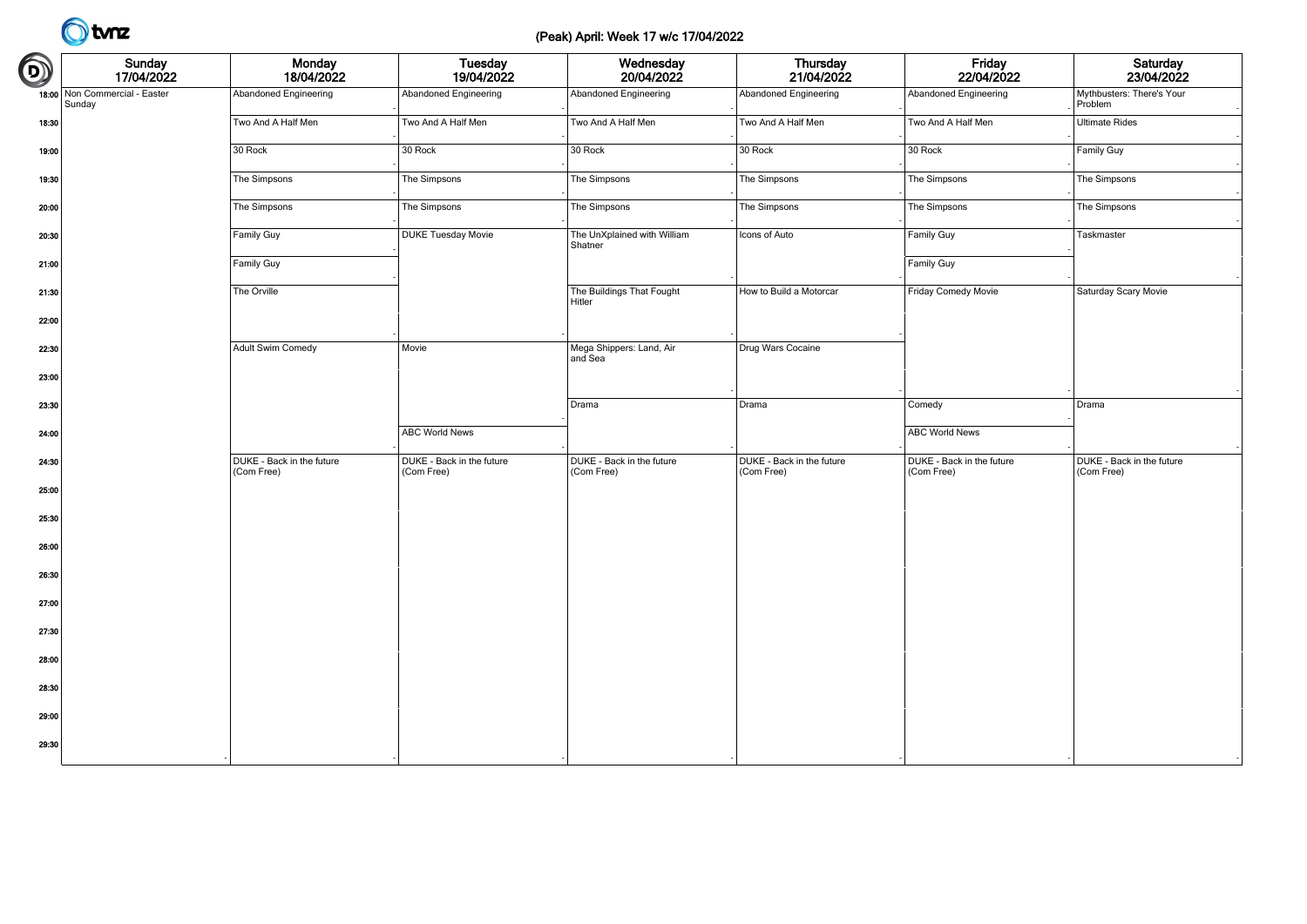# (Peak) April: Week 17 w/c 17/04/2022

| | Sunday 17/04/2022 | Monday 18/04/2022 | Tuesday 19/04/2022 | Wednesday 20/04/2022 | Thursday 21/04/2022 | Friday 22/04/2022 | Saturday 23/04/2022 |
|---|---|---|---|---|---|---|---|
| 18:00 | Non Commercial - Easter Sunday | Abandoned Engineering | Abandoned Engineering | Abandoned Engineering | Abandoned Engineering | Abandoned Engineering | Mythbusters: There's Your Problem |
| 18:30 | | Two And A Half Men | Two And A Half Men | Two And A Half Men | Two And A Half Men | Two And A Half Men | Ultimate Rides |
| 19:00 | | 30 Rock | 30 Rock | 30 Rock | 30 Rock | 30 Rock | Family Guy |
| 19:30 | | The Simpsons | The Simpsons | The Simpsons | The Simpsons | The Simpsons | The Simpsons |
| 20:00 | | The Simpsons | The Simpsons | The Simpsons | The Simpsons | The Simpsons | The Simpsons |
| 20:30 | | Family Guy | DUKE Tuesday Movie | The UnXplained with William Shatner | Icons of Auto | Family Guy | Taskmaster |
| 21:00 | | Family Guy | | | | Family Guy | |
| 21:30 | | The Orville | | The Buildings That Fought Hitler | How to Build a Motorcar | Friday Comedy Movie | Saturday Scary Movie |
| 22:00 | | | | | | | |
| 22:30 | | Adult Swim Comedy | Movie | Mega Shippers: Land, Air and Sea | Drug Wars Cocaine | | |
| 23:00 | | | | | | | |
| 23:30 | | | | Drama | Drama | Comedy | Drama |
| 24:00 | | | ABC World News | | | ABC World News | |
| 24:30 | | DUKE - Back in the future (Com Free) | DUKE - Back in the future (Com Free) | DUKE - Back in the future (Com Free) | DUKE - Back in the future (Com Free) | DUKE - Back in the future (Com Free) | DUKE - Back in the future (Com Free) |
| 25:00 | | | | | | | |
| 25:30 | | | | | | | |
| 26:00 | | | | | | | |
| 26:30 | | | | | | | |
| 27:00 | | | | | | | |
| 27:30 | | | | | | | |
| 28:00 | | | | | | | |
| 28:30 | | | | | | | |
| 29:00 | | | | | | | |
| 29:30 | | | | | | | |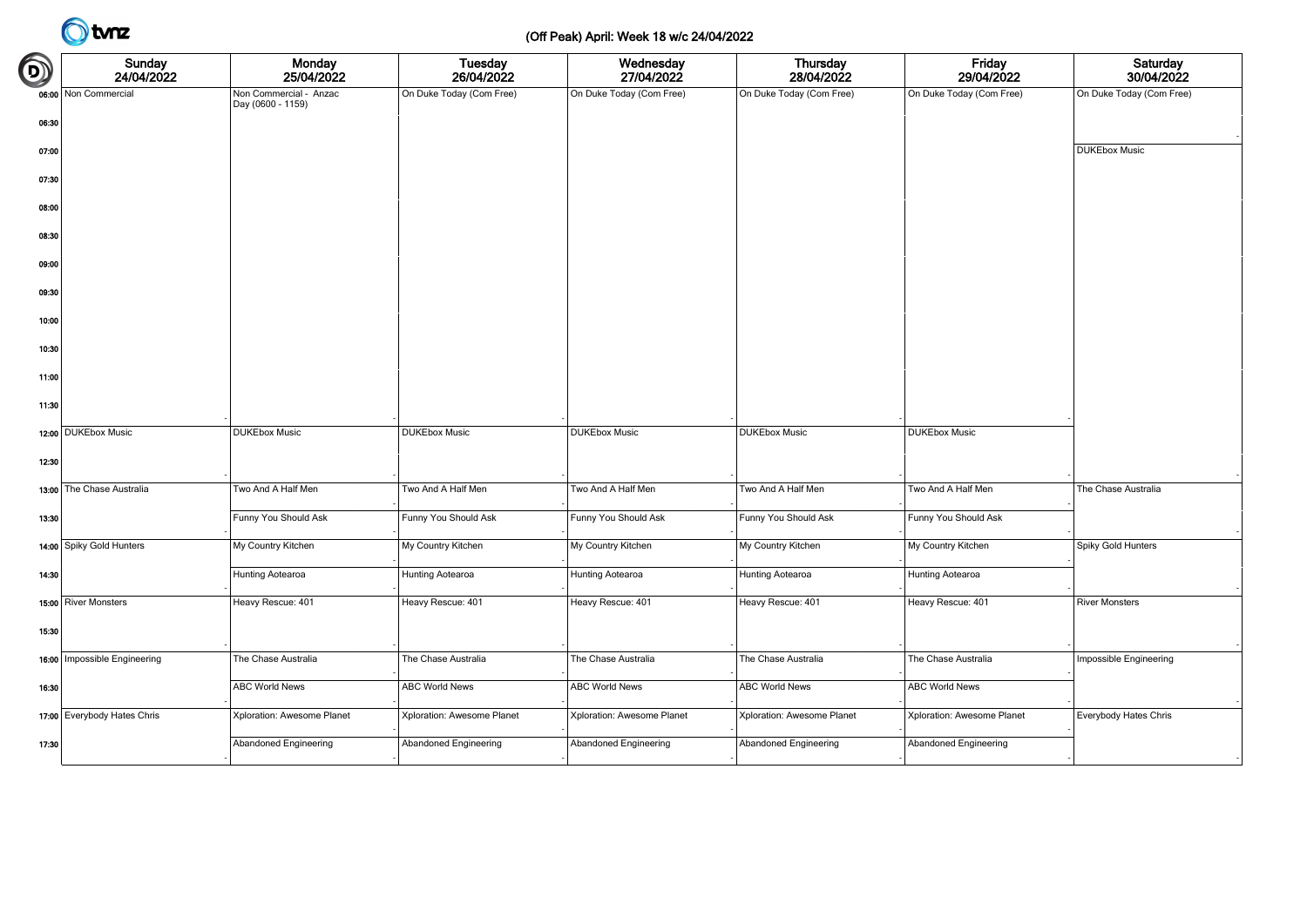# (Off Peak) April: Week 18 w/c 24/04/2022

| | Sunday 24/04/2022 | Monday 25/04/2022 | Tuesday 26/04/2022 | Wednesday 27/04/2022 | Thursday 28/04/2022 | Friday 29/04/2022 | Saturday 30/04/2022 |
|---|---|---|---|---|---|---|---|
| 06:00 | Non Commercial | Non Commercial - Anzac Day (0600 - 1159) | On Duke Today (Com Free) | On Duke Today (Com Free) | On Duke Today (Com Free) | On Duke Today (Com Free) | On Duke Today (Com Free) |
| 06:30 | | | | | | | |
| 07:00 | | | | | | | DUKEbox Music |
| 07:30 | | | | | | | |
| 08:00 | | | | | | | |
| 08:30 | | | | | | | |
| 09:00 | | | | | | | |
| 09:30 | | | | | | | |
| 10:00 | | | | | | | |
| 10:30 | | | | | | | |
| 11:00 | | | | | | | |
| 11:30 | | | | | | | |
| 12:00 | DUKEbox Music | DUKEbox Music | DUKEbox Music | DUKEbox Music | DUKEbox Music | DUKEbox Music | |
| 12:30 | | | | | | | |
| 13:00 | The Chase Australia | Two And A Half Men | Two And A Half Men | Two And A Half Men | Two And A Half Men | Two And A Half Men | The Chase Australia |
| 13:30 | | Funny You Should Ask | Funny You Should Ask | Funny You Should Ask | Funny You Should Ask | Funny You Should Ask | |
| 14:00 | Spiky Gold Hunters | My Country Kitchen | My Country Kitchen | My Country Kitchen | My Country Kitchen | My Country Kitchen | Spiky Gold Hunters |
| 14:30 | | Hunting Aotearoa | Hunting Aotearoa | Hunting Aotearoa | Hunting Aotearoa | Hunting Aotearoa | |
| 15:00 | River Monsters | Heavy Rescue: 401 | Heavy Rescue: 401 | Heavy Rescue: 401 | Heavy Rescue: 401 | Heavy Rescue: 401 | River Monsters |
| 15:30 | | | | | | | |
| 16:00 | Impossible Engineering | The Chase Australia | The Chase Australia | The Chase Australia | The Chase Australia | The Chase Australia | Impossible Engineering |
| 16:30 | | ABC World News | ABC World News | ABC World News | ABC World News | ABC World News | |
| 17:00 | Everybody Hates Chris | Xploration: Awesome Planet | Xploration: Awesome Planet | Xploration: Awesome Planet | Xploration: Awesome Planet | Xploration: Awesome Planet | Everybody Hates Chris |
| 17:30 | | Abandoned Engineering | Abandoned Engineering | Abandoned Engineering | Abandoned Engineering | Abandoned Engineering | |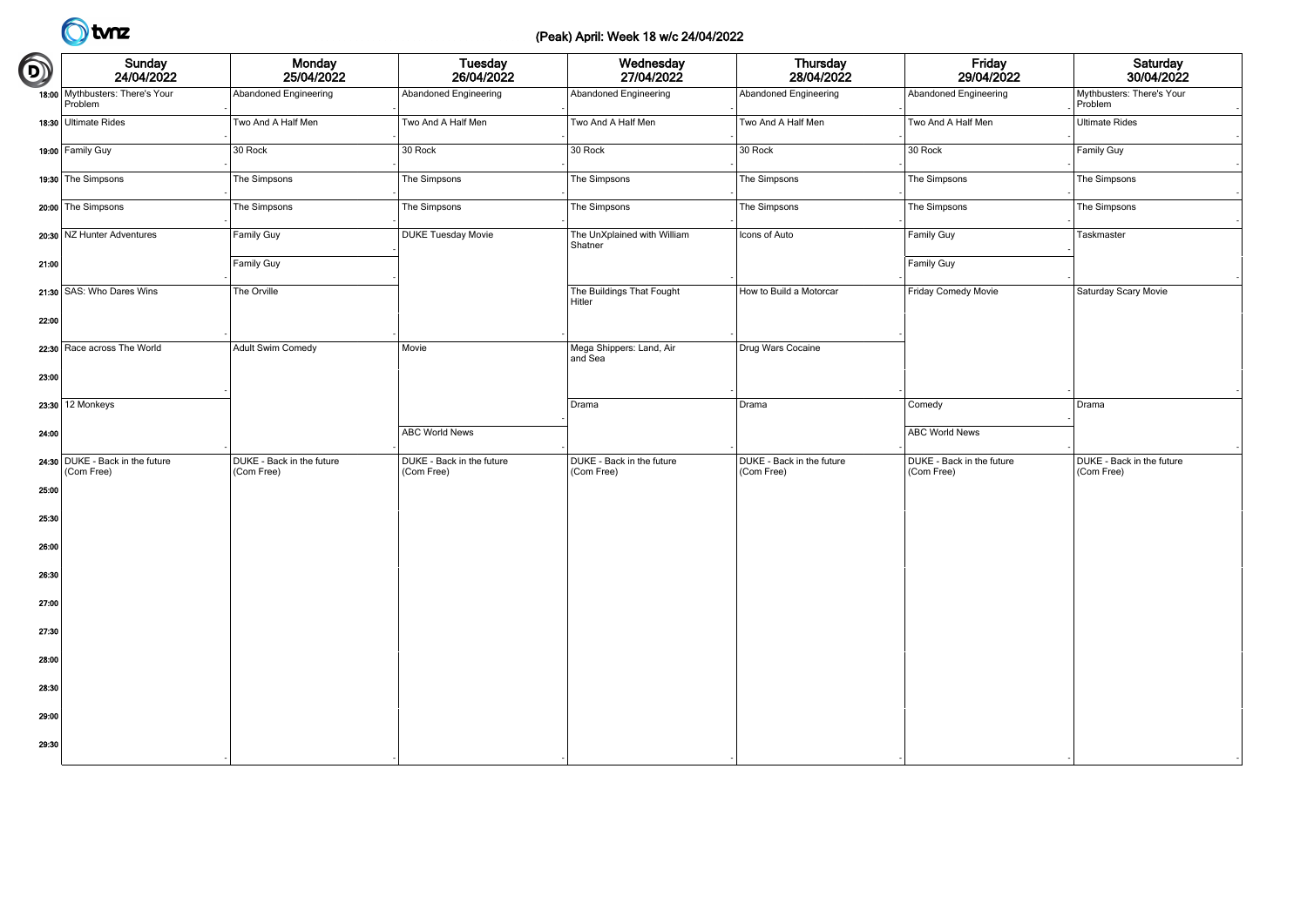# (Peak) April: Week 18 w/c 24/04/2022

| | Sunday 24/04/2022 | Monday 25/04/2022 | Tuesday 26/04/2022 | Wednesday 27/04/2022 | Thursday 28/04/2022 | Friday 29/04/2022 | Saturday 30/04/2022 |
|---|---|---|---|---|---|---|---|
| 18:00 | Mythbusters: There's Your Problem | Abandoned Engineering | Abandoned Engineering | Abandoned Engineering | Abandoned Engineering | Abandoned Engineering | Mythbusters: There's Your Problem |
| 18:30 | Ultimate Rides | Two And A Half Men | Two And A Half Men | Two And A Half Men | Two And A Half Men | Two And A Half Men | Ultimate Rides |
| 19:00 | Family Guy | 30 Rock | 30 Rock | 30 Rock | 30 Rock | 30 Rock | Family Guy |
| 19:30 | The Simpsons | The Simpsons | The Simpsons | The Simpsons | The Simpsons | The Simpsons | The Simpsons |
| 20:00 | The Simpsons | The Simpsons | The Simpsons | The Simpsons | The Simpsons | The Simpsons | The Simpsons |
| 20:30 | NZ Hunter Adventures | Family Guy | DUKE Tuesday Movie | The UnXplained with William Shatner | Icons of Auto | Family Guy | Taskmaster |
| 21:00 | | Family Guy | | | | Family Guy | |
| 21:30 | SAS: Who Dares Wins | The Orville | | The Buildings That Fought Hitler | How to Build a Motorcar | Friday Comedy Movie | Saturday Scary Movie |
| 22:00 | | | | | | | |
| 22:30 | Race across The World | Adult Swim Comedy | Movie | Mega Shippers: Land, Air and Sea | Drug Wars Cocaine | | |
| 23:00 | | | | | | | |
| 23:30 | 12 Monkeys | | | Drama | Drama | Comedy | Drama |
| 24:00 | | | ABC World News | | | ABC World News | |
| 24:30 | DUKE - Back in the future (Com Free) | DUKE - Back in the future (Com Free) | DUKE - Back in the future (Com Free) | DUKE - Back in the future (Com Free) | DUKE - Back in the future (Com Free) | DUKE - Back in the future (Com Free) | DUKE - Back in the future (Com Free) |
| 25:00 | | | | | | | |
| 25:30 | | | | | | | |
| 26:00 | | | | | | | |
| 26:30 | | | | | | | |
| 27:00 | | | | | | | |
| 27:30 | | | | | | | |
| 28:00 | | | | | | | |
| 28:30 | | | | | | | |
| 29:00 | | | | | | | |
| 29:30 | | | | | | | |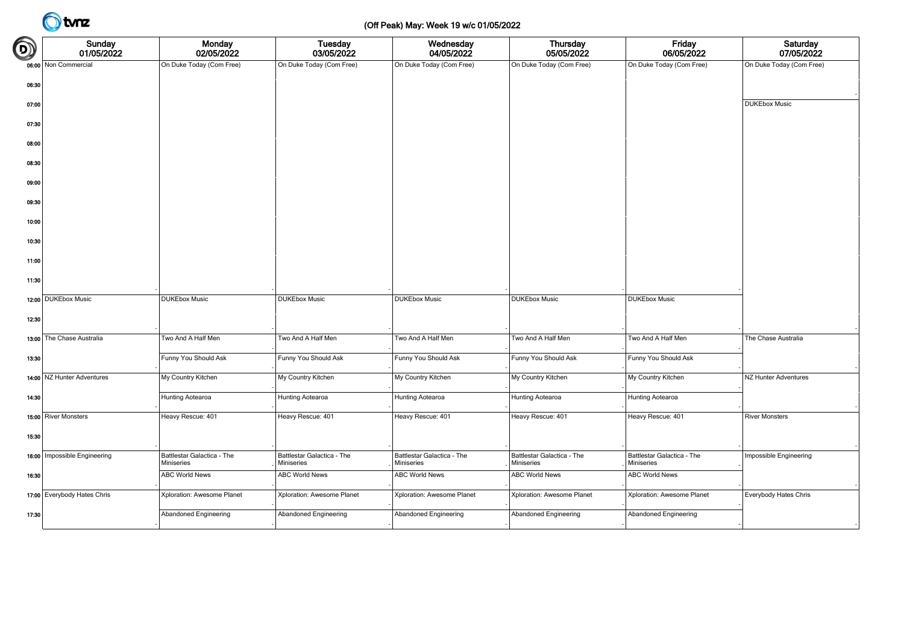# (Off Peak) May: Week 19 w/c 01/05/2022

| | Sunday 01/05/2022 | Monday 02/05/2022 | Tuesday 03/05/2022 | Wednesday 04/05/2022 | Thursday 05/05/2022 | Friday 06/05/2022 | Saturday 07/05/2022 |
|---|---|---|---|---|---|---|---|
| 06:00 | Non Commercial | On Duke Today (Com Free) | On Duke Today (Com Free) | On Duke Today (Com Free) | On Duke Today (Com Free) | On Duke Today (Com Free) | On Duke Today (Com Free) |
| 06:30 | | | | | | | |
| 07:00 | | | | | | | DUKEbox Music |
| 07:30 | | | | | | | |
| 08:00 | | | | | | | |
| 08:30 | | | | | | | |
| 09:00 | | | | | | | |
| 09:30 | | | | | | | |
| 10:00 | | | | | | | |
| 10:30 | | | | | | | |
| 11:00 | | | | | | | |
| 11:30 | | | | | | | |
| 12:00 | DUKEbox Music | DUKEbox Music | DUKEbox Music | DUKEbox Music | DUKEbox Music | DUKEbox Music | |
| 12:30 | | | | | | | |
| 13:00 | The Chase Australia | Two And A Half Men | Two And A Half Men | Two And A Half Men | Two And A Half Men | Two And A Half Men | The Chase Australia |
| 13:30 | | Funny You Should Ask | Funny You Should Ask | Funny You Should Ask | Funny You Should Ask | Funny You Should Ask | |
| 14:00 | NZ Hunter Adventures | My Country Kitchen | My Country Kitchen | My Country Kitchen | My Country Kitchen | My Country Kitchen | NZ Hunter Adventures |
| 14:30 | | Hunting Aotearoa | Hunting Aotearoa | Hunting Aotearoa | Hunting Aotearoa | Hunting Aotearoa | |
| 15:00 | River Monsters | Heavy Rescue: 401 | Heavy Rescue: 401 | Heavy Rescue: 401 | Heavy Rescue: 401 | Heavy Rescue: 401 | River Monsters |
| 15:30 | | | | | | | |
| 16:00 | Impossible Engineering | Battlestar Galactica - The Miniseries | Battlestar Galactica - The Miniseries | Battlestar Galactica - The Miniseries | Battlestar Galactica - The Miniseries | Battlestar Galactica - The Miniseries | Impossible Engineering |
| 16:30 | | ABC World News | ABC World News | ABC World News | ABC World News | ABC World News | |
| 17:00 | Everybody Hates Chris | Xploration: Awesome Planet | Xploration: Awesome Planet | Xploration: Awesome Planet | Xploration: Awesome Planet | Xploration: Awesome Planet | Everybody Hates Chris |
| 17:30 | | Abandoned Engineering | Abandoned Engineering | Abandoned Engineering | Abandoned Engineering | Abandoned Engineering | |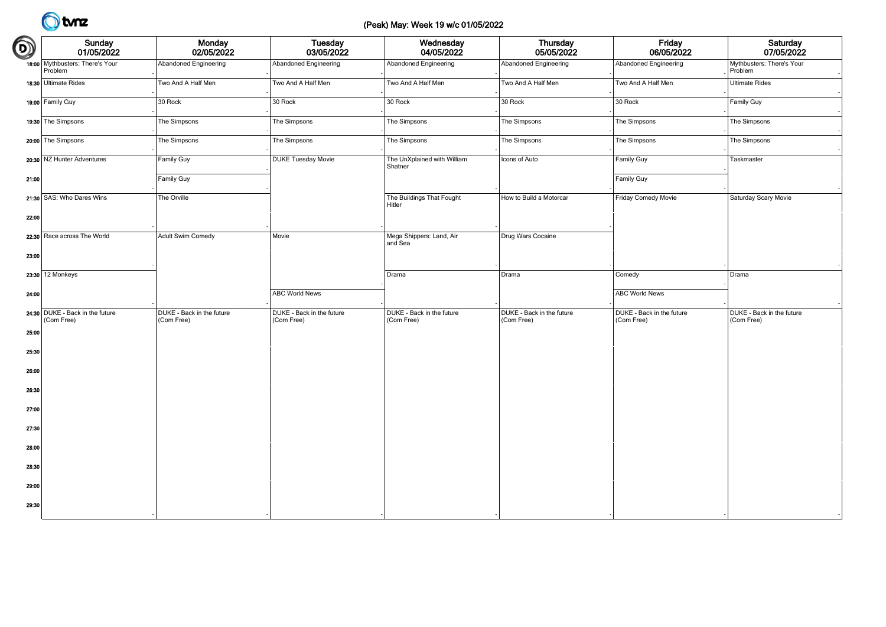# (Peak) May: Week 19 w/c 01/05/2022

| | Sunday 01/05/2022 | Monday 02/05/2022 | Tuesday 03/05/2022 | Wednesday 04/05/2022 | Thursday 05/05/2022 | Friday 06/05/2022 | Saturday 07/05/2022 |
|---|---|---|---|---|---|---|---|
| 18:00 | Mythbusters: There's Your Problem | Abandoned Engineering | Abandoned Engineering | Abandoned Engineering | Abandoned Engineering | Abandoned Engineering | Mythbusters: There's Your Problem |
| 18:30 | Ultimate Rides | Two And A Half Men | Two And A Half Men | Two And A Half Men | Two And A Half Men | Two And A Half Men | Ultimate Rides |
| 19:00 | Family Guy | 30 Rock | 30 Rock | 30 Rock | 30 Rock | 30 Rock | Family Guy |
| 19:30 | The Simpsons | The Simpsons | The Simpsons | The Simpsons | The Simpsons | The Simpsons | The Simpsons |
| 20:00 | The Simpsons | The Simpsons | The Simpsons | The Simpsons | The Simpsons | The Simpsons | The Simpsons |
| 20:30 | NZ Hunter Adventures | Family Guy | DUKE Tuesday Movie | The UnXplained with William Shatner | Icons of Auto | Family Guy | Taskmaster |
| 21:00 | | Family Guy | | | | Family Guy | |
| 21:30 | SAS: Who Dares Wins | The Orville | | The Buildings That Fought Hitler | How to Build a Motorcar | Friday Comedy Movie | Saturday Scary Movie |
| 22:00 | | | | | | | |
| 22:30 | Race across The World | Adult Swim Comedy | Movie | Mega Shippers: Land, Air and Sea | Drug Wars Cocaine | | |
| 23:00 | | | | | | | |
| 23:30 | 12 Monkeys | | | Drama | Drama | Comedy | Drama |
| 24:00 | | | ABC World News | | | ABC World News | |
| 24:30 | DUKE - Back in the future (Com Free) | DUKE - Back in the future (Com Free) | DUKE - Back in the future (Com Free) | DUKE - Back in the future (Com Free) | DUKE - Back in the future (Com Free) | DUKE - Back in the future (Com Free) | DUKE - Back in the future (Com Free) |
| 25:00 | | | | | | | |
| 25:30 | | | | | | | |
| 26:00 | | | | | | | |
| 26:30 | | | | | | | |
| 27:00 | | | | | | | |
| 27:30 | | | | | | | |
| 28:00 | | | | | | | |
| 28:30 | | | | | | | |
| 29:00 | | | | | | | |
| 29:30 | | | | | | | |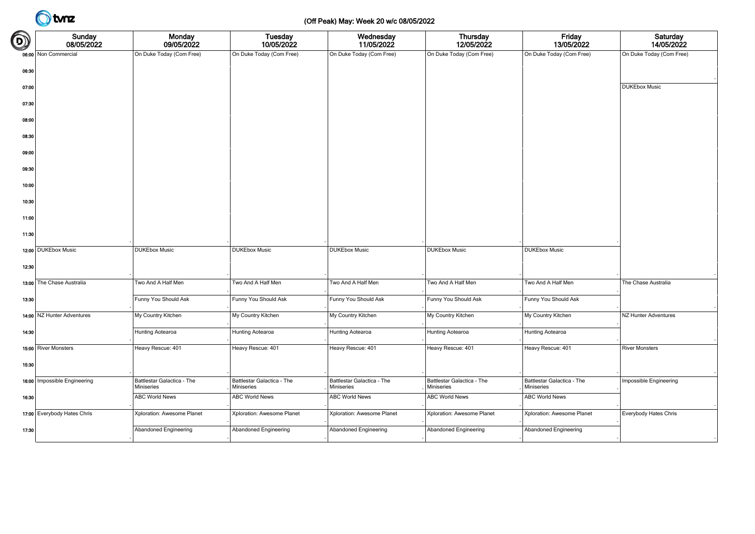# (Off Peak) May: Week 20 w/c 08/05/2022

| | Sunday 08/05/2022 | Monday 09/05/2022 | Tuesday 10/05/2022 | Wednesday 11/05/2022 | Thursday 12/05/2022 | Friday 13/05/2022 | Saturday 14/05/2022 |
|---|---|---|---|---|---|---|---|
| 06:00 | Non Commercial | On Duke Today (Com Free) | On Duke Today (Com Free) | On Duke Today (Com Free) | On Duke Today (Com Free) | On Duke Today (Com Free) | On Duke Today (Com Free) |
| 06:30 | | | | | | | |
| 07:00 | | | | | | | DUKEbox Music |
| 07:30 | | | | | | | |
| 08:00 | | | | | | | |
| 08:30 | | | | | | | |
| 09:00 | | | | | | | |
| 09:30 | | | | | | | |
| 10:00 | | | | | | | |
| 10:30 | | | | | | | |
| 11:00 | | | | | | | |
| 11:30 | | | | | | | |
| 12:00 | DUKEbox Music | DUKEbox Music | DUKEbox Music | DUKEbox Music | DUKEbox Music | DUKEbox Music | |
| 12:30 | | | | | | | |
| 13:00 | The Chase Australia | Two And A Half Men | Two And A Half Men | Two And A Half Men | Two And A Half Men | Two And A Half Men | The Chase Australia |
| 13:30 | | Funny You Should Ask | Funny You Should Ask | Funny You Should Ask | Funny You Should Ask | Funny You Should Ask | |
| 14:00 | NZ Hunter Adventures | My Country Kitchen | My Country Kitchen | My Country Kitchen | My Country Kitchen | My Country Kitchen | NZ Hunter Adventures |
| 14:30 | | Hunting Aotearoa | Hunting Aotearoa | Hunting Aotearoa | Hunting Aotearoa | Hunting Aotearoa | |
| 15:00 | River Monsters | Heavy Rescue: 401 | Heavy Rescue: 401 | Heavy Rescue: 401 | Heavy Rescue: 401 | Heavy Rescue: 401 | River Monsters |
| 15:30 | | | | | | | |
| 16:00 | Impossible Engineering | Battlestar Galactica - The Miniseries | Battlestar Galactica - The Miniseries | Battlestar Galactica - The Miniseries | Battlestar Galactica - The Miniseries | Battlestar Galactica - The Miniseries | Impossible Engineering |
| 16:30 | | ABC World News | ABC World News | ABC World News | ABC World News | ABC World News | |
| 17:00 | Everybody Hates Chris | Xploration: Awesome Planet | Xploration: Awesome Planet | Xploration: Awesome Planet | Xploration: Awesome Planet | Xploration: Awesome Planet | Everybody Hates Chris |
| 17:30 | | Abandoned Engineering | Abandoned Engineering | Abandoned Engineering | Abandoned Engineering | Abandoned Engineering | |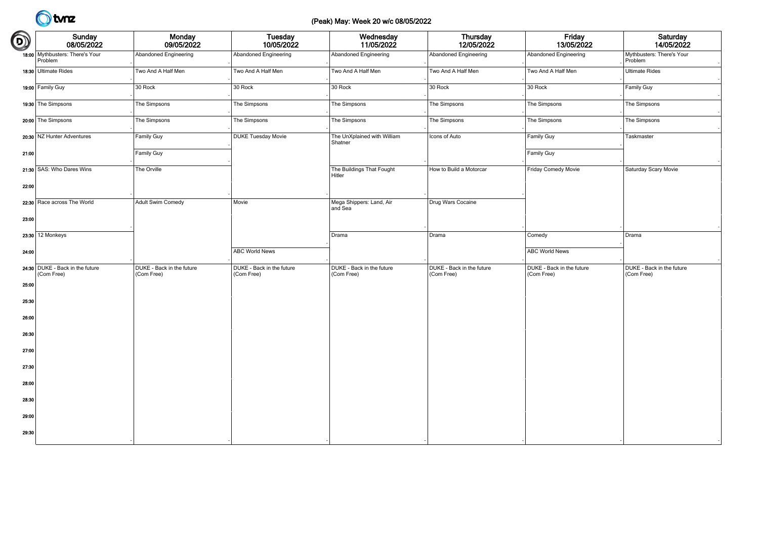# (Peak) May: Week 20 w/c 08/05/2022

| | Sunday 08/05/2022 | Monday 09/05/2022 | Tuesday 10/05/2022 | Wednesday 11/05/2022 | Thursday 12/05/2022 | Friday 13/05/2022 | Saturday 14/05/2022 |
|---|---|---|---|---|---|---|---|
| 18:00 | Mythbusters: There's Your Problem | Abandoned Engineering | Abandoned Engineering | Abandoned Engineering | Abandoned Engineering | Abandoned Engineering | Mythbusters: There's Your Problem |
| 18:30 | Ultimate Rides | Two And A Half Men | Two And A Half Men | Two And A Half Men | Two And A Half Men | Two And A Half Men | Ultimate Rides |
| 19:00 | Family Guy | 30 Rock | 30 Rock | 30 Rock | 30 Rock | 30 Rock | Family Guy |
| 19:30 | The Simpsons | The Simpsons | The Simpsons | The Simpsons | The Simpsons | The Simpsons | The Simpsons |
| 20:00 | The Simpsons | The Simpsons | The Simpsons | The Simpsons | The Simpsons | The Simpsons | The Simpsons |
| 20:30 | NZ Hunter Adventures | Family Guy | DUKE Tuesday Movie | The UnXplained with William Shatner | Icons of Auto | Family Guy | Taskmaster |
| 21:00 | | Family Guy | | | | Family Guy | |
| 21:30 | SAS: Who Dares Wins | The Orville | | The Buildings That Fought Hitler | How to Build a Motorcar | Friday Comedy Movie | Saturday Scary Movie |
| 22:00 | | | | | | | |
| 22:30 | Race across The World | Adult Swim Comedy | Movie | Mega Shippers: Land, Air and Sea | Drug Wars Cocaine | | |
| 23:00 | | | | | | | |
| 23:30 | 12 Monkeys | | | Drama | Drama | Comedy | Drama |
| 24:00 | | | ABC World News | | | ABC World News | |
| 24:30 | DUKE - Back in the future (Com Free) | DUKE - Back in the future (Com Free) | DUKE - Back in the future (Com Free) | DUKE - Back in the future (Com Free) | DUKE - Back in the future (Com Free) | DUKE - Back in the future (Com Free) | DUKE - Back in the future (Com Free) |
| 25:00 | | | | | | | |
| 25:30 | | | | | | | |
| 26:00 | | | | | | | |
| 26:30 | | | | | | | |
| 27:00 | | | | | | | |
| 27:30 | | | | | | | |
| 28:00 | | | | | | | |
| 28:30 | | | | | | | |
| 29:00 | | | | | | | |
| 29:30 | | | | | | | |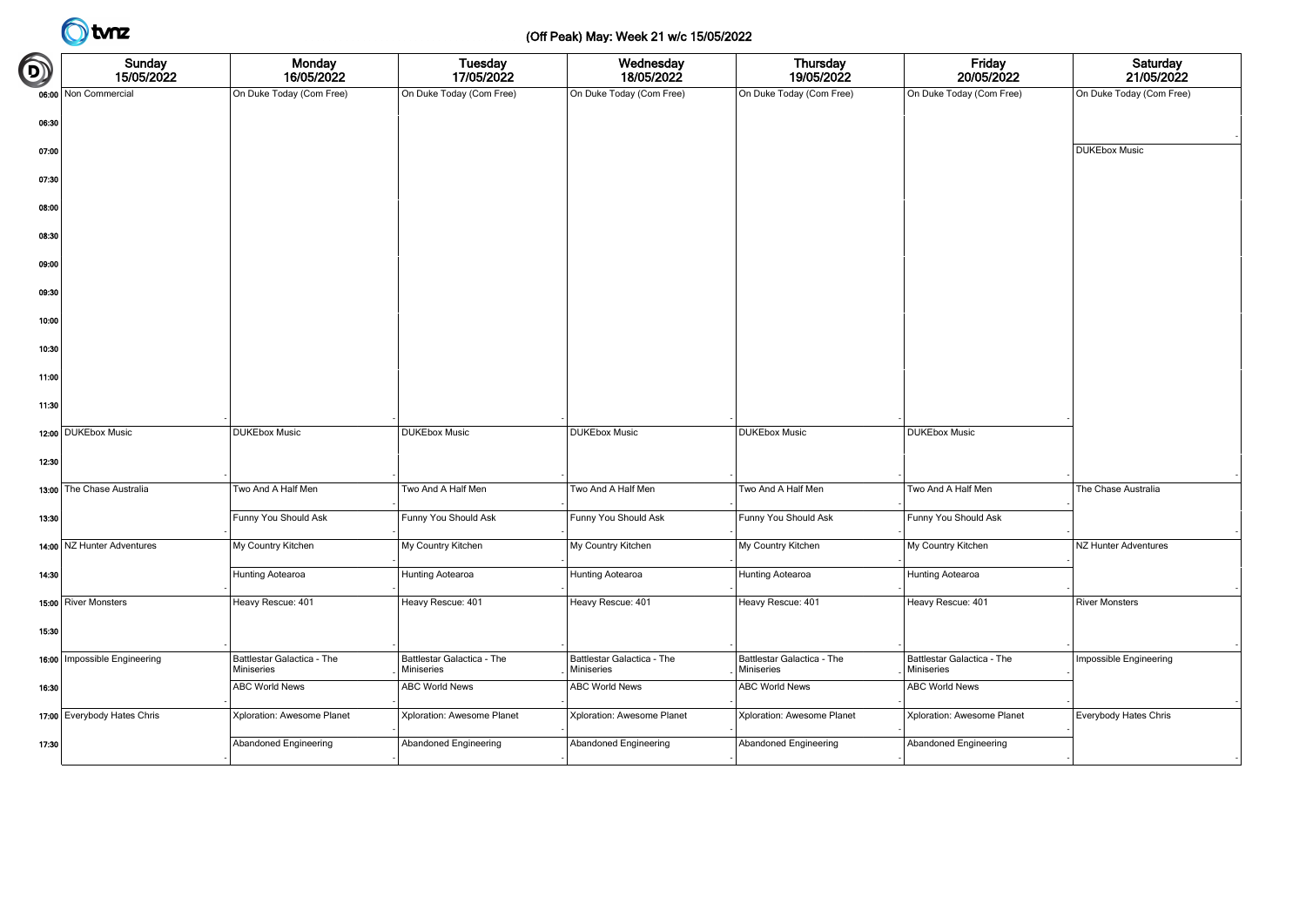# (Off Peak) May: Week 21 w/c 15/05/2022

| | Sunday 15/05/2022 | Monday 16/05/2022 | Tuesday 17/05/2022 | Wednesday 18/05/2022 | Thursday 19/05/2022 | Friday 20/05/2022 | Saturday 21/05/2022 |
|---|---|---|---|---|---|---|---|
| 06:00 | Non Commercial | On Duke Today (Com Free) | On Duke Today (Com Free) | On Duke Today (Com Free) | On Duke Today (Com Free) | On Duke Today (Com Free) | On Duke Today (Com Free) |
| 06:30 | | | | | | | |
| 07:00 | | | | | | | DUKEbox Music |
| 07:30 | | | | | | | |
| 08:00 | | | | | | | |
| 08:30 | | | | | | | |
| 09:00 | | | | | | | |
| 09:30 | | | | | | | |
| 10:00 | | | | | | | |
| 10:30 | | | | | | | |
| 11:00 | | | | | | | |
| 11:30 | | | | | | | |
| 12:00 | DUKEbox Music | DUKEbox Music | DUKEbox Music | DUKEbox Music | DUKEbox Music | DUKEbox Music | |
| 12:30 | | | | | | | |
| 13:00 | The Chase Australia | Two And A Half Men | Two And A Half Men | Two And A Half Men | Two And A Half Men | Two And A Half Men | The Chase Australia |
| 13:30 | | Funny You Should Ask | Funny You Should Ask | Funny You Should Ask | Funny You Should Ask | Funny You Should Ask | |
| 14:00 | NZ Hunter Adventures | My Country Kitchen | My Country Kitchen | My Country Kitchen | My Country Kitchen | My Country Kitchen | NZ Hunter Adventures |
| 14:30 | | Hunting Aotearoa | Hunting Aotearoa | Hunting Aotearoa | Hunting Aotearoa | Hunting Aotearoa | |
| 15:00 | River Monsters | Heavy Rescue: 401 | Heavy Rescue: 401 | Heavy Rescue: 401 | Heavy Rescue: 401 | Heavy Rescue: 401 | River Monsters |
| 15:30 | | | | | | | |
| 16:00 | Impossible Engineering | Battlestar Galactica - The Miniseries | Battlestar Galactica - The Miniseries | Battlestar Galactica - The Miniseries | Battlestar Galactica - The Miniseries | Battlestar Galactica - The Miniseries | Impossible Engineering |
| 16:30 | | ABC World News | ABC World News | ABC World News | ABC World News | ABC World News | |
| 17:00 | Everybody Hates Chris | Xploration: Awesome Planet | Xploration: Awesome Planet | Xploration: Awesome Planet | Xploration: Awesome Planet | Xploration: Awesome Planet | Everybody Hates Chris |
| 17:30 | | Abandoned Engineering | Abandoned Engineering | Abandoned Engineering | Abandoned Engineering | Abandoned Engineering | |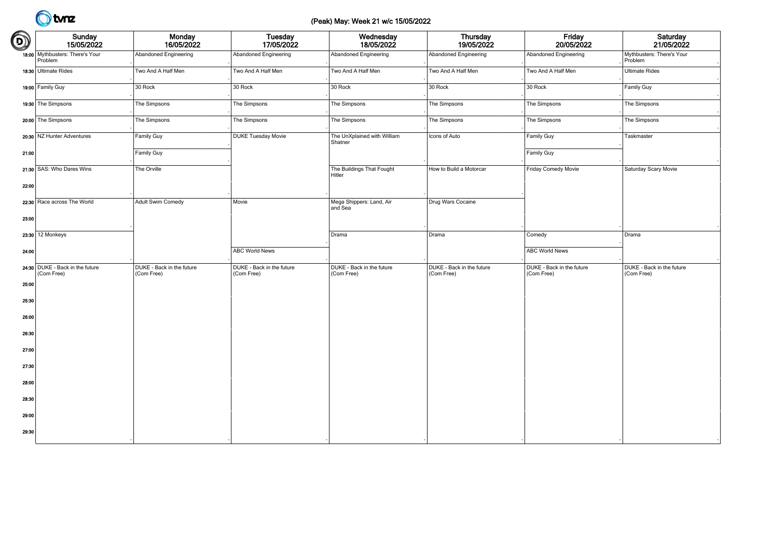# (Peak) May: Week 21 w/c 15/05/2022

| Time | Sunday 15/05/2022 | Monday 16/05/2022 | Tuesday 17/05/2022 | Wednesday 18/05/2022 | Thursday 19/05/2022 | Friday 20/05/2022 | Saturday 21/05/2022 |
|---|---|---|---|---|---|---|---|
| 18:00 | Mythbusters: There's Your Problem | Abandoned Engineering | Abandoned Engineering | Abandoned Engineering | Abandoned Engineering | Abandoned Engineering | Mythbusters: There's Your Problem |
| 18:30 | Ultimate Rides | Two And A Half Men | Two And A Half Men | Two And A Half Men | Two And A Half Men | Two And A Half Men | Ultimate Rides |
| 19:00 | Family Guy | 30 Rock | 30 Rock | 30 Rock | 30 Rock | 30 Rock | Family Guy |
| 19:30 | The Simpsons | The Simpsons | The Simpsons | The Simpsons | The Simpsons | The Simpsons | The Simpsons |
| 20:00 | The Simpsons | The Simpsons | The Simpsons | The Simpsons | The Simpsons | The Simpsons | The Simpsons |
| 20:30 | NZ Hunter Adventures | Family Guy | DUKE Tuesday Movie | The UnXplained with William Shatner | Icons of Auto | Family Guy | Taskmaster |
| 21:00 | | Family Guy | | | | Family Guy | |
| 21:30 | SAS: Who Dares Wins | The Orville | | The Buildings That Fought Hitler | How to Build a Motorcar | Friday Comedy Movie | Saturday Scary Movie |
| 22:00 | | | | | | | |
| 22:30 | Race across The World | Adult Swim Comedy | Movie | Mega Shippers: Land, Air and Sea | Drug Wars Cocaine | | |
| 23:00 | | | | | | | |
| 23:30 | 12 Monkeys | | | Drama | Drama | Comedy | Drama |
| 24:00 | | | ABC World News | | | ABC World News | |
| 24:30 | DUKE - Back in the future (Com Free) | DUKE - Back in the future (Com Free) | DUKE - Back in the future (Com Free) | DUKE - Back in the future (Com Free) | DUKE - Back in the future (Com Free) | DUKE - Back in the future (Com Free) | DUKE - Back in the future (Com Free) |
| 25:00 | | | | | | | |
| 25:30 | | | | | | | |
| 26:00 | | | | | | | |
| 26:30 | | | | | | | |
| 27:00 | | | | | | | |
| 27:30 | | | | | | | |
| 28:00 | | | | | | | |
| 28:30 | | | | | | | |
| 29:00 | | | | | | | |
| 29:30 | | | | | | | |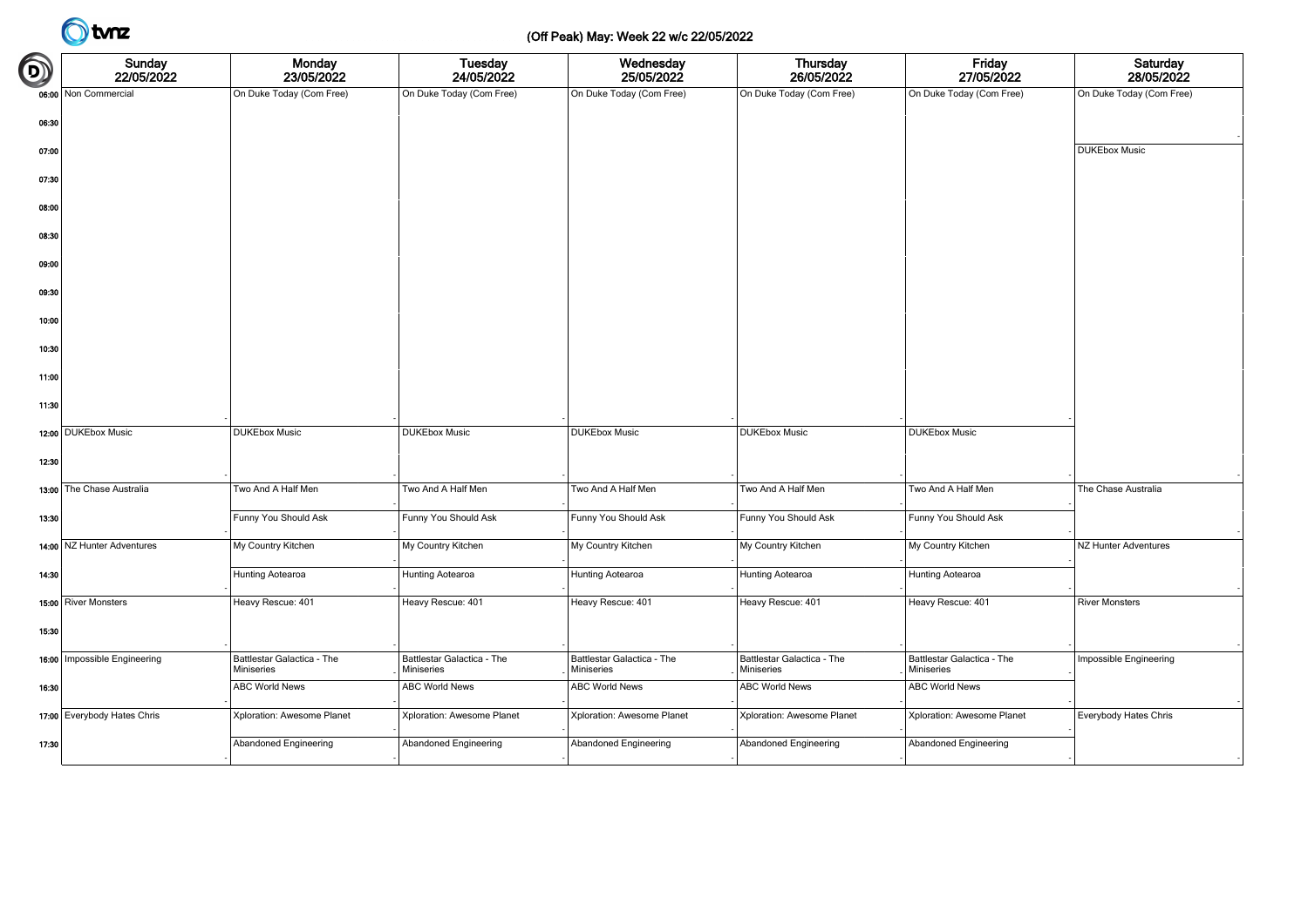# (Off Peak) May: Week 22 w/c 22/05/2022

| | Sunday 22/05/2022 | Monday 23/05/2022 | Tuesday 24/05/2022 | Wednesday 25/05/2022 | Thursday 26/05/2022 | Friday 27/05/2022 | Saturday 28/05/2022 |
|---|---|---|---|---|---|---|---|
| 06:00 | Non Commercial | On Duke Today (Com Free) | On Duke Today (Com Free) | On Duke Today (Com Free) | On Duke Today (Com Free) | On Duke Today (Com Free) | On Duke Today (Com Free) |
| 06:30 | | | | | | | |
| 07:00 | | | | | | | DUKEbox Music |
| 07:30 | | | | | | | |
| 08:00 | | | | | | | |
| 08:30 | | | | | | | |
| 09:00 | | | | | | | |
| 09:30 | | | | | | | |
| 10:00 | | | | | | | |
| 10:30 | | | | | | | |
| 11:00 | | | | | | | |
| 11:30 | | | | | | | |
| 12:00 | DUKEbox Music | DUKEbox Music | DUKEbox Music | DUKEbox Music | DUKEbox Music | DUKEbox Music | |
| 12:30 | | | | | | | |
| 13:00 | The Chase Australia | Two And A Half Men | Two And A Half Men | Two And A Half Men | Two And A Half Men | Two And A Half Men | The Chase Australia |
| 13:30 | | Funny You Should Ask | Funny You Should Ask | Funny You Should Ask | Funny You Should Ask | Funny You Should Ask | |
| 14:00 | NZ Hunter Adventures | My Country Kitchen | My Country Kitchen | My Country Kitchen | My Country Kitchen | My Country Kitchen | NZ Hunter Adventures |
| 14:30 | | Hunting Aotearoa | Hunting Aotearoa | Hunting Aotearoa | Hunting Aotearoa | Hunting Aotearoa | |
| 15:00 | River Monsters | Heavy Rescue: 401 | Heavy Rescue: 401 | Heavy Rescue: 401 | Heavy Rescue: 401 | Heavy Rescue: 401 | River Monsters |
| 15:30 | | | | | | | |
| 16:00 | Impossible Engineering | Battlestar Galactica - The Miniseries | Battlestar Galactica - The Miniseries | Battlestar Galactica - The Miniseries | Battlestar Galactica - The Miniseries | Battlestar Galactica - The Miniseries | Impossible Engineering |
| 16:30 | | ABC World News | ABC World News | ABC World News | ABC World News | ABC World News | |
| 17:00 | Everybody Hates Chris | Xploration: Awesome Planet | Xploration: Awesome Planet | Xploration: Awesome Planet | Xploration: Awesome Planet | Xploration: Awesome Planet | Everybody Hates Chris |
| 17:30 | | Abandoned Engineering | Abandoned Engineering | Abandoned Engineering | Abandoned Engineering | Abandoned Engineering | |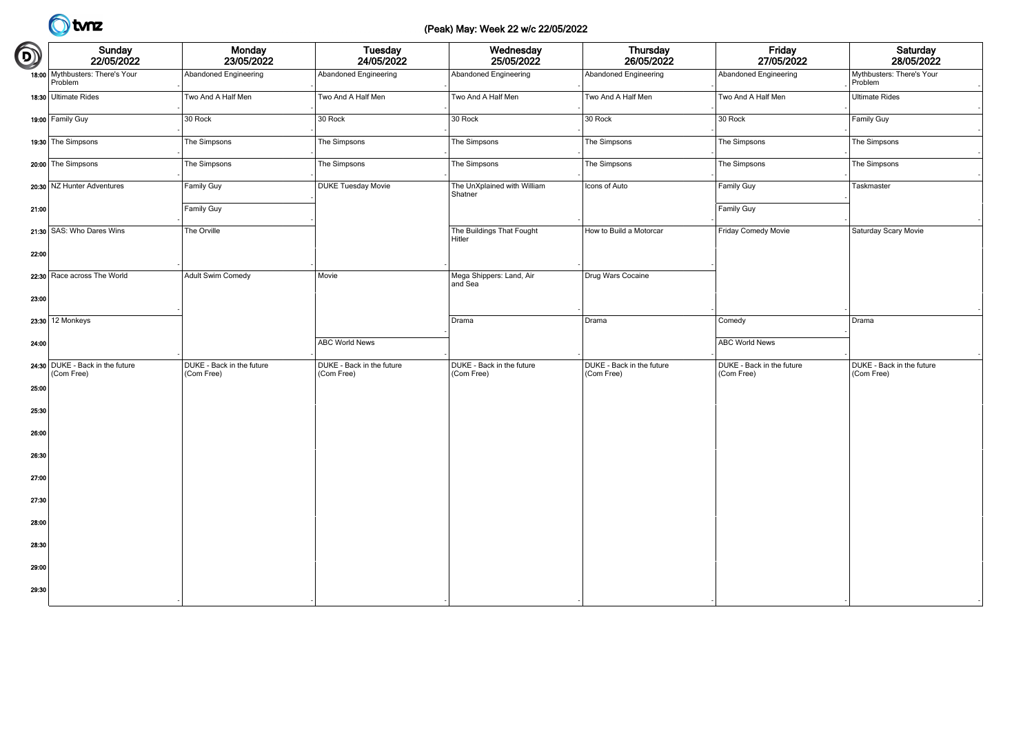# (Peak) May: Week 22 w/c 22/05/2022

| | Sunday 22/05/2022 | Monday 23/05/2022 | Tuesday 24/05/2022 | Wednesday 25/05/2022 | Thursday 26/05/2022 | Friday 27/05/2022 | Saturday 28/05/2022 |
|---|---|---|---|---|---|---|---|
| 18:00 | Mythbusters: There's Your Problem | Abandoned Engineering | Abandoned Engineering | Abandoned Engineering | Abandoned Engineering | Abandoned Engineering | Mythbusters: There's Your Problem |
| 18:30 | Ultimate Rides | Two And A Half Men | Two And A Half Men | Two And A Half Men | Two And A Half Men | Two And A Half Men | Ultimate Rides |
| 19:00 | Family Guy | 30 Rock | 30 Rock | 30 Rock | 30 Rock | 30 Rock | Family Guy |
| 19:30 | The Simpsons | The Simpsons | The Simpsons | The Simpsons | The Simpsons | The Simpsons | The Simpsons |
| 20:00 | The Simpsons | The Simpsons | The Simpsons | The Simpsons | The Simpsons | The Simpsons | The Simpsons |
| 20:30 | NZ Hunter Adventures | Family Guy | DUKE Tuesday Movie | The UnXplained with William Shatner | Icons of Auto | Family Guy | Taskmaster |
| 21:00 | | Family Guy | | | | Family Guy | |
| 21:30 | SAS: Who Dares Wins | The Orville | | The Buildings That Fought Hitler | How to Build a Motorcar | Friday Comedy Movie | Saturday Scary Movie |
| 22:00 | | | | | | | |
| 22:30 | Race across The World | Adult Swim Comedy | Movie | Mega Shippers: Land, Air and Sea | Drug Wars Cocaine | | |
| 23:00 | | | | | | | |
| 23:30 | 12 Monkeys | | | Drama | Drama | Comedy | Drama |
| 24:00 | | | ABC World News | | | ABC World News | |
| 24:30 | DUKE - Back in the future (Com Free) | DUKE - Back in the future (Com Free) | DUKE - Back in the future (Com Free) | DUKE - Back in the future (Com Free) | DUKE - Back in the future (Com Free) | DUKE - Back in the future (Com Free) | DUKE - Back in the future (Com Free) |
| 25:00 | | | | | | | |
| 25:30 | | | | | | | |
| 26:00 | | | | | | | |
| 26:30 | | | | | | | |
| 27:00 | | | | | | | |
| 27:30 | | | | | | | |
| 28:00 | | | | | | | |
| 28:30 | | | | | | | |
| 29:00 | | | | | | | |
| 29:30 | | | | | | | |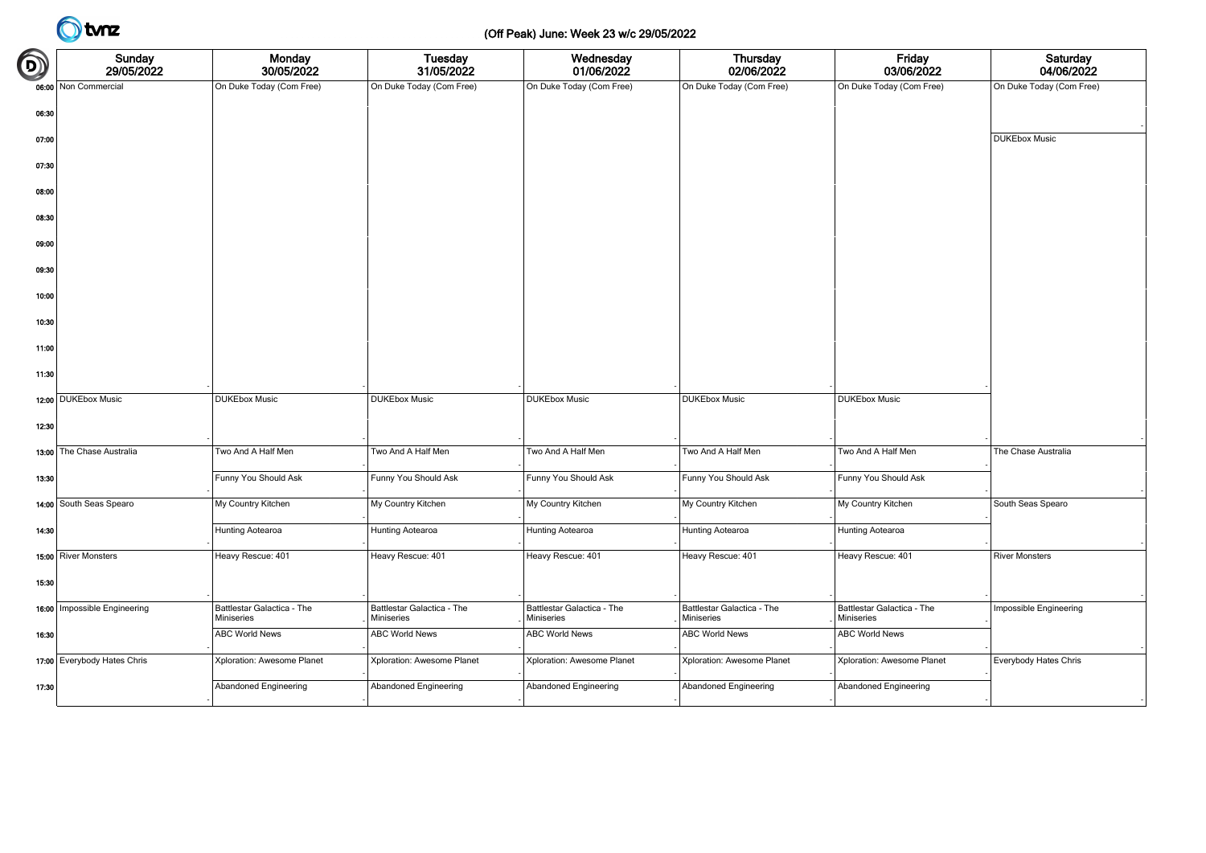# (Off Peak) June: Week 23 w/c 29/05/2022

| | Sunday 29/05/2022 | Monday 30/05/2022 | Tuesday 31/05/2022 | Wednesday 01/06/2022 | Thursday 02/06/2022 | Friday 03/06/2022 | Saturday 04/06/2022 |
|---|---|---|---|---|---|---|---|
| 06:00 | Non Commercial | On Duke Today (Com Free) | On Duke Today (Com Free) | On Duke Today (Com Free) | On Duke Today (Com Free) | On Duke Today (Com Free) | On Duke Today (Com Free) |
| 06:30 | | | | | | | |
| 07:00 | | | | | | | DUKEbox Music |
| 07:30 | | | | | | | |
| 08:00 | | | | | | | |
| 08:30 | | | | | | | |
| 09:00 | | | | | | | |
| 09:30 | | | | | | | |
| 10:00 | | | | | | | |
| 10:30 | | | | | | | |
| 11:00 | | | | | | | |
| 11:30 | | | | | | | |
| 12:00 | DUKEbox Music | DUKEbox Music | DUKEbox Music | DUKEbox Music | DUKEbox Music | DUKEbox Music | |
| 12:30 | | | | | | | |
| 13:00 | The Chase Australia | Two And A Half Men | Two And A Half Men | Two And A Half Men | Two And A Half Men | Two And A Half Men | The Chase Australia |
| 13:30 | | Funny You Should Ask | Funny You Should Ask | Funny You Should Ask | Funny You Should Ask | Funny You Should Ask | |
| 14:00 | South Seas Spearo | My Country Kitchen | My Country Kitchen | My Country Kitchen | My Country Kitchen | My Country Kitchen | South Seas Spearo |
| 14:30 | | Hunting Aotearoa | Hunting Aotearoa | Hunting Aotearoa | Hunting Aotearoa | Hunting Aotearoa | |
| 15:00 | River Monsters | Heavy Rescue: 401 | Heavy Rescue: 401 | Heavy Rescue: 401 | Heavy Rescue: 401 | Heavy Rescue: 401 | River Monsters |
| 15:30 | | | | | | | |
| 16:00 | Impossible Engineering | Battlestar Galactica - The Miniseries | Battlestar Galactica - The Miniseries | Battlestar Galactica - The Miniseries | Battlestar Galactica - The Miniseries | Battlestar Galactica - The Miniseries | Impossible Engineering |
| 16:30 | | ABC World News | ABC World News | ABC World News | ABC World News | ABC World News | |
| 17:00 | Everybody Hates Chris | Xploration: Awesome Planet | Xploration: Awesome Planet | Xploration: Awesome Planet | Xploration: Awesome Planet | Xploration: Awesome Planet | Everybody Hates Chris |
| 17:30 | | Abandoned Engineering | Abandoned Engineering | Abandoned Engineering | Abandoned Engineering | Abandoned Engineering | |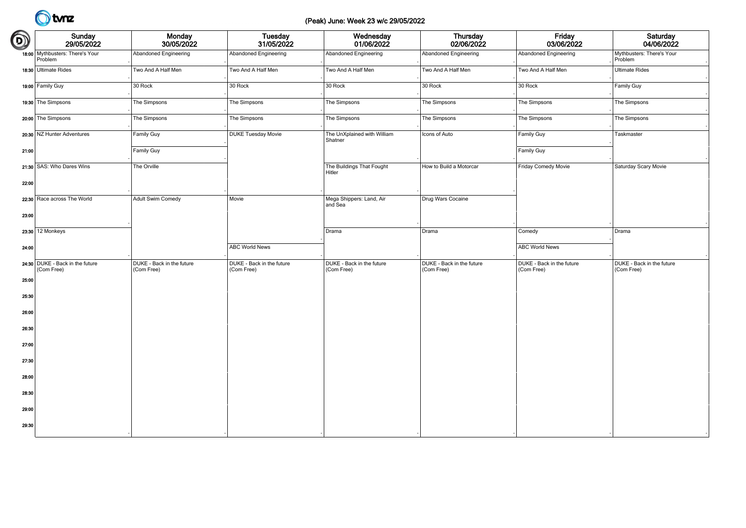# (Peak) June: Week 23 w/c 29/05/2022

| | Sunday 29/05/2022 | Monday 30/05/2022 | Tuesday 31/05/2022 | Wednesday 01/06/2022 | Thursday 02/06/2022 | Friday 03/06/2022 | Saturday 04/06/2022 |
|---|---|---|---|---|---|---|---|
| 18:00 | Mythbusters: There's Your Problem | Abandoned Engineering | Abandoned Engineering | Abandoned Engineering | Abandoned Engineering | Abandoned Engineering | Mythbusters: There's Your Problem |
| 18:30 | Ultimate Rides | Two And A Half Men | Two And A Half Men | Two And A Half Men | Two And A Half Men | Two And A Half Men | Ultimate Rides |
| 19:00 | Family Guy | 30 Rock | 30 Rock | 30 Rock | 30 Rock | 30 Rock | Family Guy |
| 19:30 | The Simpsons | The Simpsons | The Simpsons | The Simpsons | The Simpsons | The Simpsons | The Simpsons |
| 20:00 | The Simpsons | The Simpsons | The Simpsons | The Simpsons | The Simpsons | The Simpsons | The Simpsons |
| 20:30 | NZ Hunter Adventures | Family Guy | DUKE Tuesday Movie | The UnXplained with William Shatner | Icons of Auto | Family Guy | Taskmaster |
| 21:00 | | Family Guy | | | | Family Guy | |
| 21:30 | SAS: Who Dares Wins | The Orville | | The Buildings That Fought Hitler | How to Build a Motorcar | Friday Comedy Movie | Saturday Scary Movie |
| 22:00 | | | | | | | |
| 22:30 | Race across The World | Adult Swim Comedy | Movie | Mega Shippers: Land, Air and Sea | Drug Wars Cocaine | | |
| 23:00 | | | | | | | |
| 23:30 | 12 Monkeys | | | Drama | Drama | Comedy | Drama |
| 24:00 | | | ABC World News | | | ABC World News | |
| 24:30 | DUKE - Back in the future (Com Free) | DUKE - Back in the future (Com Free) | DUKE - Back in the future (Com Free) | DUKE - Back in the future (Com Free) | DUKE - Back in the future (Com Free) | DUKE - Back in the future (Com Free) | DUKE - Back in the future (Com Free) |
| 25:00 | | | | | | | |
| 25:30 | | | | | | | |
| 26:00 | | | | | | | |
| 26:30 | | | | | | | |
| 27:00 | | | | | | | |
| 27:30 | | | | | | | |
| 28:00 | | | | | | | |
| 28:30 | | | | | | | |
| 29:00 | | | | | | | |
| 29:30 | | | | | | | |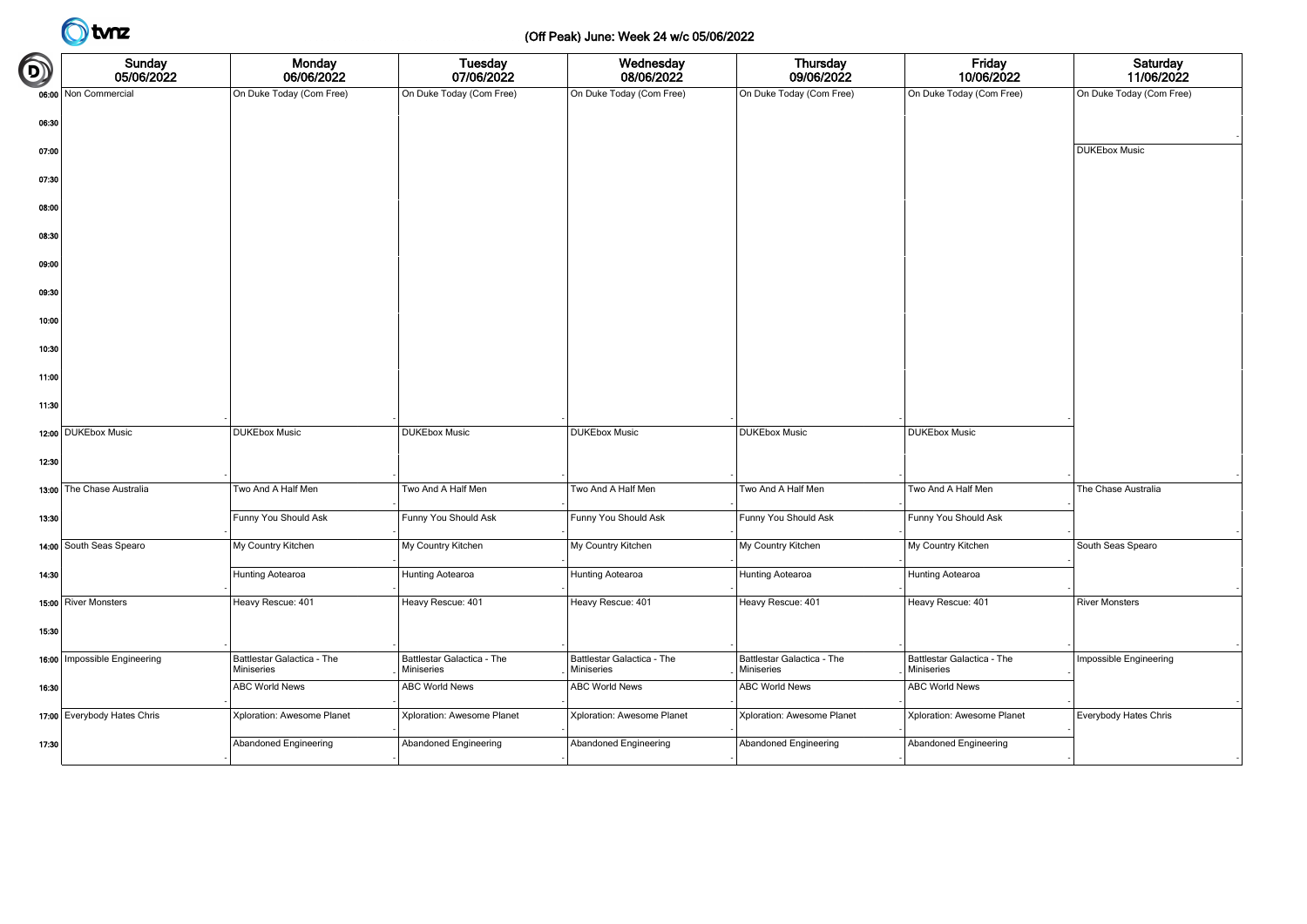# (Off Peak) June: Week 24 w/c 05/06/2022

| | Sunday 05/06/2022 | Monday 06/06/2022 | Tuesday 07/06/2022 | Wednesday 08/06/2022 | Thursday 09/06/2022 | Friday 10/06/2022 | Saturday 11/06/2022 |
|---|---|---|---|---|---|---|---|
| 06:00 | Non Commercial | On Duke Today (Com Free) | On Duke Today (Com Free) | On Duke Today (Com Free) | On Duke Today (Com Free) | On Duke Today (Com Free) | On Duke Today (Com Free) |
| 06:30 | | | | | | | |
| 07:00 | | | | | | | DUKEbox Music |
| 07:30 | | | | | | | |
| 08:00 | | | | | | | |
| 08:30 | | | | | | | |
| 09:00 | | | | | | | |
| 09:30 | | | | | | | |
| 10:00 | | | | | | | |
| 10:30 | | | | | | | |
| 11:00 | | | | | | | |
| 11:30 | | | | | | | |
| 12:00 | DUKEbox Music | DUKEbox Music | DUKEbox Music | DUKEbox Music | DUKEbox Music | DUKEbox Music | |
| 12:30 | | | | | | | |
| 13:00 | The Chase Australia | Two And A Half Men | Two And A Half Men | Two And A Half Men | Two And A Half Men | Two And A Half Men | The Chase Australia |
| 13:30 | | Funny You Should Ask | Funny You Should Ask | Funny You Should Ask | Funny You Should Ask | Funny You Should Ask | |
| 14:00 | South Seas Spearo | My Country Kitchen | My Country Kitchen | My Country Kitchen | My Country Kitchen | My Country Kitchen | South Seas Spearo |
| 14:30 | | Hunting Aotearoa | Hunting Aotearoa | Hunting Aotearoa | Hunting Aotearoa | Hunting Aotearoa | |
| 15:00 | River Monsters | Heavy Rescue: 401 | Heavy Rescue: 401 | Heavy Rescue: 401 | Heavy Rescue: 401 | Heavy Rescue: 401 | River Monsters |
| 15:30 | | | | | | | |
| 16:00 | Impossible Engineering | Battlestar Galactica - The Miniseries | Battlestar Galactica - The Miniseries | Battlestar Galactica - The Miniseries | Battlestar Galactica - The Miniseries | Battlestar Galactica - The Miniseries | Impossible Engineering |
| 16:30 | | ABC World News | ABC World News | ABC World News | ABC World News | ABC World News | |
| 17:00 | Everybody Hates Chris | Xploration: Awesome Planet | Xploration: Awesome Planet | Xploration: Awesome Planet | Xploration: Awesome Planet | Xploration: Awesome Planet | Everybody Hates Chris |
| 17:30 | | Abandoned Engineering | Abandoned Engineering | Abandoned Engineering | Abandoned Engineering | Abandoned Engineering | |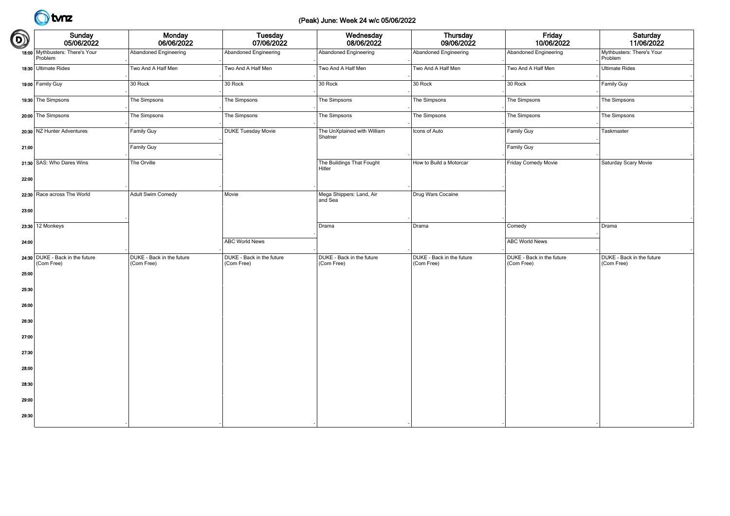# (Peak) June: Week 24 w/c 05/06/2022

| | Sunday 05/06/2022 | Monday 06/06/2022 | Tuesday 07/06/2022 | Wednesday 08/06/2022 | Thursday 09/06/2022 | Friday 10/06/2022 | Saturday 11/06/2022 |
|---|---|---|---|---|---|---|---|
| 18:00 | Mythbusters: There's Your Problem | Abandoned Engineering | Abandoned Engineering | Abandoned Engineering | Abandoned Engineering | Abandoned Engineering | Mythbusters: There's Your Problem |
| 18:30 | Ultimate Rides | Two And A Half Men | Two And A Half Men | Two And A Half Men | Two And A Half Men | Two And A Half Men | Ultimate Rides |
| 19:00 | Family Guy | 30 Rock | 30 Rock | 30 Rock | 30 Rock | 30 Rock | Family Guy |
| 19:30 | The Simpsons | The Simpsons | The Simpsons | The Simpsons | The Simpsons | The Simpsons | The Simpsons |
| 20:00 | The Simpsons | The Simpsons | The Simpsons | The Simpsons | The Simpsons | The Simpsons | The Simpsons |
| 20:30 | NZ Hunter Adventures | Family Guy | DUKE Tuesday Movie | The UnXplained with William Shatner | Icons of Auto | Family Guy | Taskmaster |
| 21:00 | | Family Guy | | | | Family Guy | |
| 21:30 | SAS: Who Dares Wins | The Orville | | The Buildings That Fought Hitler | How to Build a Motorcar | Friday Comedy Movie | Saturday Scary Movie |
| 22:00 | | | | | | | |
| 22:30 | Race across The World | Adult Swim Comedy | Movie | Mega Shippers: Land, Air and Sea | Drug Wars Cocaine | | |
| 23:00 | | | | | | | |
| 23:30 | 12 Monkeys | | | Drama | Drama | Comedy | Drama |
| 24:00 | | | ABC World News | | | ABC World News | |
| 24:30 | DUKE - Back in the future (Com Free) | DUKE - Back in the future (Com Free) | DUKE - Back in the future (Com Free) | DUKE - Back in the future (Com Free) | DUKE - Back in the future (Com Free) | DUKE - Back in the future (Com Free) | DUKE - Back in the future (Com Free) |
| 25:00 | | | | | | | |
| 25:30 | | | | | | | |
| 26:00 | | | | | | | |
| 26:30 | | | | | | | |
| 27:00 | | | | | | | |
| 27:30 | | | | | | | |
| 28:00 | | | | | | | |
| 28:30 | | | | | | | |
| 29:00 | | | | | | | |
| 29:30 | | | | | | | |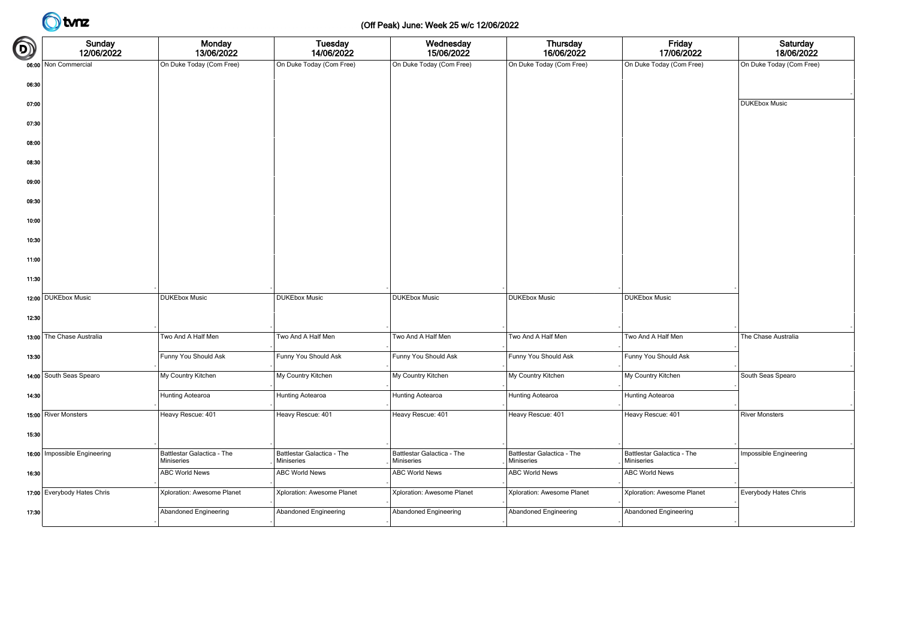(Off Peak) June: Week 25 w/c 12/06/2022

| | Sunday 12/06/2022 | Monday 13/06/2022 | Tuesday 14/06/2022 | Wednesday 15/06/2022 | Thursday 16/06/2022 | Friday 17/06/2022 | Saturday 18/06/2022 |
|---|---|---|---|---|---|---|---|
| 06:00 | Non Commercial | On Duke Today (Com Free) | On Duke Today (Com Free) | On Duke Today (Com Free) | On Duke Today (Com Free) | On Duke Today (Com Free) | On Duke Today (Com Free) |
| 06:30 | | | | | | | |
| 07:00 | | | | | | | DUKEbox Music |
| 07:30 | | | | | | | |
| 08:00 | | | | | | | |
| 08:30 | | | | | | | |
| 09:00 | | | | | | | |
| 09:30 | | | | | | | |
| 10:00 | | | | | | | |
| 10:30 | | | | | | | |
| 11:00 | | | | | | | |
| 11:30 | | | | | | | |
| 12:00 | DUKEbox Music | DUKEbox Music | DUKEbox Music | DUKEbox Music | DUKEbox Music | DUKEbox Music | |
| 12:30 | | | | | | | |
| 13:00 | The Chase Australia | Two And A Half Men | Two And A Half Men | Two And A Half Men | Two And A Half Men | Two And A Half Men | The Chase Australia |
| 13:30 | | Funny You Should Ask | Funny You Should Ask | Funny You Should Ask | Funny You Should Ask | Funny You Should Ask | |
| 14:00 | South Seas Spearo | My Country Kitchen | My Country Kitchen | My Country Kitchen | My Country Kitchen | My Country Kitchen | South Seas Spearo |
| 14:30 | | Hunting Aotearoa | Hunting Aotearoa | Hunting Aotearoa | Hunting Aotearoa | Hunting Aotearoa | |
| 15:00 | River Monsters | Heavy Rescue: 401 | Heavy Rescue: 401 | Heavy Rescue: 401 | Heavy Rescue: 401 | Heavy Rescue: 401 | River Monsters |
| 15:30 | | | | | | | |
| 16:00 | Impossible Engineering | Battlestar Galactica - The Miniseries | Battlestar Galactica - The Miniseries | Battlestar Galactica - The Miniseries | Battlestar Galactica - The Miniseries | Battlestar Galactica - The Miniseries | Impossible Engineering |
| 16:30 | | ABC World News | ABC World News | ABC World News | ABC World News | ABC World News | |
| 17:00 | Everybody Hates Chris | Xploration: Awesome Planet | Xploration: Awesome Planet | Xploration: Awesome Planet | Xploration: Awesome Planet | Xploration: Awesome Planet | Everybody Hates Chris |
| 17:30 | | Abandoned Engineering | Abandoned Engineering | Abandoned Engineering | Abandoned Engineering | Abandoned Engineering | |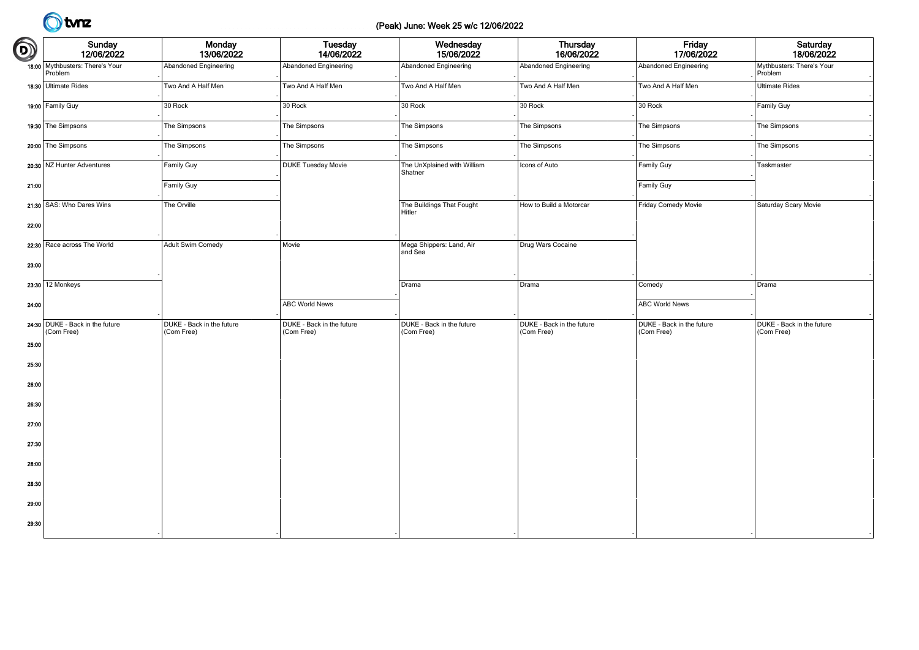(Peak) June: Week 25 w/c 12/06/2022

| | Sunday 12/06/2022 | Monday 13/06/2022 | Tuesday 14/06/2022 | Wednesday 15/06/2022 | Thursday 16/06/2022 | Friday 17/06/2022 | Saturday 18/06/2022 |
|---|---|---|---|---|---|---|---|
| 18:00 | Mythbusters: There's Your Problem | Abandoned Engineering | Abandoned Engineering | Abandoned Engineering | Abandoned Engineering | Abandoned Engineering | Mythbusters: There's Your Problem |
| 18:30 | Ultimate Rides | Two And A Half Men | Two And A Half Men | Two And A Half Men | Two And A Half Men | Two And A Half Men | Ultimate Rides |
| 19:00 | Family Guy | 30 Rock | 30 Rock | 30 Rock | 30 Rock | 30 Rock | Family Guy |
| 19:30 | The Simpsons | The Simpsons | The Simpsons | The Simpsons | The Simpsons | The Simpsons | The Simpsons |
| 20:00 | The Simpsons | The Simpsons | The Simpsons | The Simpsons | The Simpsons | The Simpsons | The Simpsons |
| 20:30 | NZ Hunter Adventures | Family Guy | DUKE Tuesday Movie | The UnXplained with William Shatner | Icons of Auto | Family Guy | Taskmaster |
| 21:00 | | Family Guy | | | | Family Guy | |
| 21:30 | SAS: Who Dares Wins | The Orville | | The Buildings That Fought Hitler | How to Build a Motorcar | Friday Comedy Movie | Saturday Scary Movie |
| 22:00 | | | | | | | |
| 22:30 | Race across The World | Adult Swim Comedy | Movie | Mega Shippers: Land, Air and Sea | Drug Wars Cocaine | | |
| 23:00 | | | | | | | |
| 23:30 | 12 Monkeys | | | Drama | Drama | Comedy | Drama |
| 24:00 | | | ABC World News | | | ABC World News | |
| 24:30 | DUKE - Back in the future (Com Free) | DUKE - Back in the future (Com Free) | DUKE - Back in the future (Com Free) | DUKE - Back in the future (Com Free) | DUKE - Back in the future (Com Free) | DUKE - Back in the future (Com Free) | DUKE - Back in the future (Com Free) |
| 25:00 | | | | | | | |
| 25:30 | | | | | | | |
| 26:00 | | | | | | | |
| 26:30 | | | | | | | |
| 27:00 | | | | | | | |
| 27:30 | | | | | | | |
| 28:00 | | | | | | | |
| 28:30 | | | | | | | |
| 29:00 | | | | | | | |
| 29:30 | | | | | | | |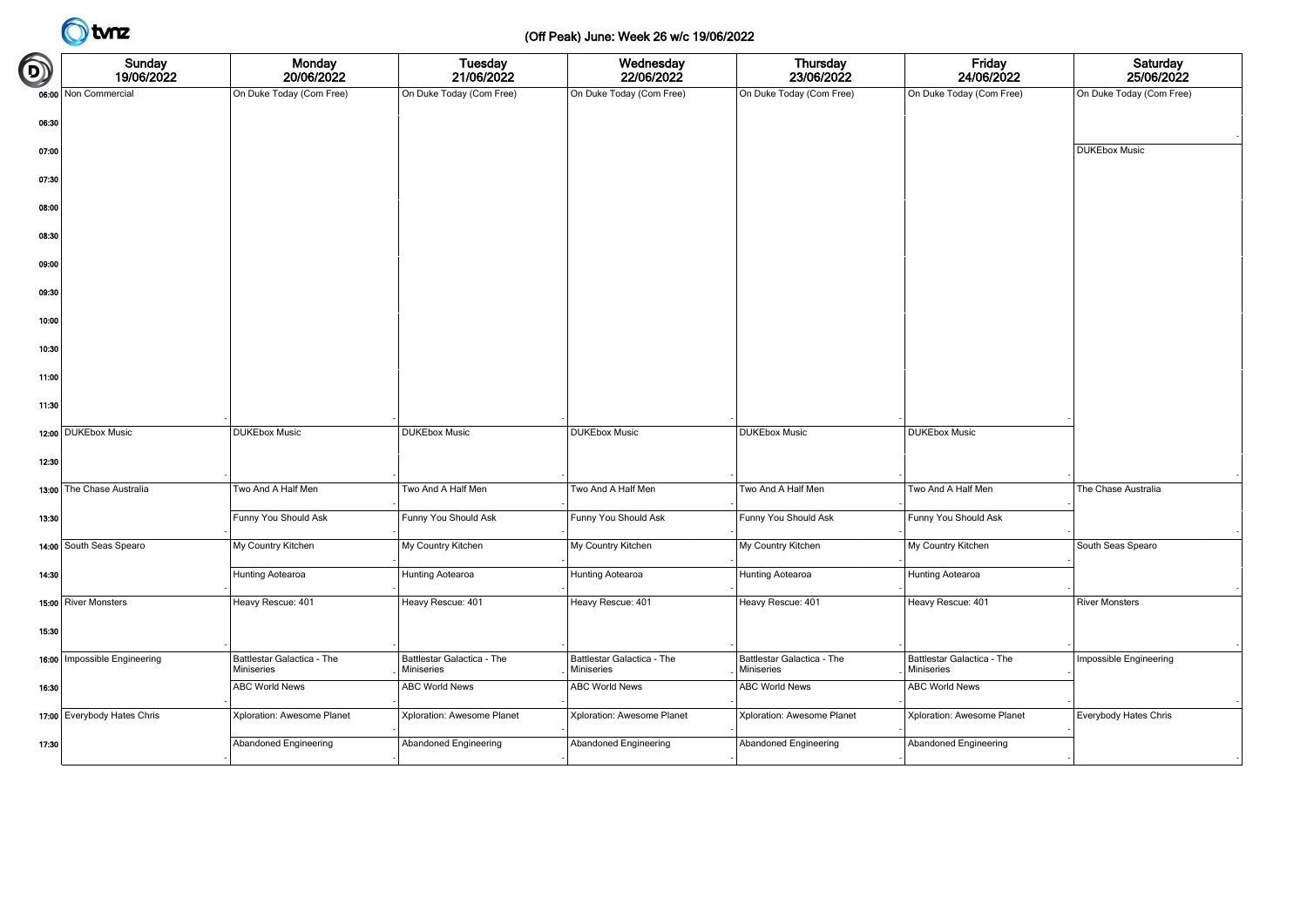# (Off Peak) June: Week 26 w/c 19/06/2022

| | Sunday 19/06/2022 | Monday 20/06/2022 | Tuesday 21/06/2022 | Wednesday 22/06/2022 | Thursday 23/06/2022 | Friday 24/06/2022 | Saturday 25/06/2022 |
|---|---|---|---|---|---|---|---|
| 06:00 | Non Commercial | On Duke Today (Com Free) | On Duke Today (Com Free) | On Duke Today (Com Free) | On Duke Today (Com Free) | On Duke Today (Com Free) | On Duke Today (Com Free) |
| 06:30 | | | | | | | |
| 07:00 | | | | | | | DUKEbox Music |
| 07:30 | | | | | | | |
| 08:00 | | | | | | | |
| 08:30 | | | | | | | |
| 09:00 | | | | | | | |
| 09:30 | | | | | | | |
| 10:00 | | | | | | | |
| 10:30 | | | | | | | |
| 11:00 | | | | | | | |
| 11:30 | | | | | | | |
| 12:00 | DUKEbox Music | DUKEbox Music | DUKEbox Music | DUKEbox Music | DUKEbox Music | DUKEbox Music | |
| 12:30 | | | | | | | |
| 13:00 | The Chase Australia | Two And A Half Men | Two And A Half Men | Two And A Half Men | Two And A Half Men | Two And A Half Men | The Chase Australia |
| 13:30 | | Funny You Should Ask | Funny You Should Ask | Funny You Should Ask | Funny You Should Ask | Funny You Should Ask | |
| 14:00 | South Seas Spearo | My Country Kitchen | My Country Kitchen | My Country Kitchen | My Country Kitchen | My Country Kitchen | South Seas Spearo |
| 14:30 | | Hunting Aotearoa | Hunting Aotearoa | Hunting Aotearoa | Hunting Aotearoa | Hunting Aotearoa | |
| 15:00 | River Monsters | Heavy Rescue: 401 | Heavy Rescue: 401 | Heavy Rescue: 401 | Heavy Rescue: 401 | Heavy Rescue: 401 | River Monsters |
| 15:30 | | | | | | | |
| 16:00 | Impossible Engineering | Battlestar Galactica - The Miniseries | Battlestar Galactica - The Miniseries | Battlestar Galactica - The Miniseries | Battlestar Galactica - The Miniseries | Battlestar Galactica - The Miniseries | Impossible Engineering |
| 16:30 | | ABC World News | ABC World News | ABC World News | ABC World News | ABC World News | |
| 17:00 | Everybody Hates Chris | Xploration: Awesome Planet | Xploration: Awesome Planet | Xploration: Awesome Planet | Xploration: Awesome Planet | Xploration: Awesome Planet | Everybody Hates Chris |
| 17:30 | | Abandoned Engineering | Abandoned Engineering | Abandoned Engineering | Abandoned Engineering | Abandoned Engineering | |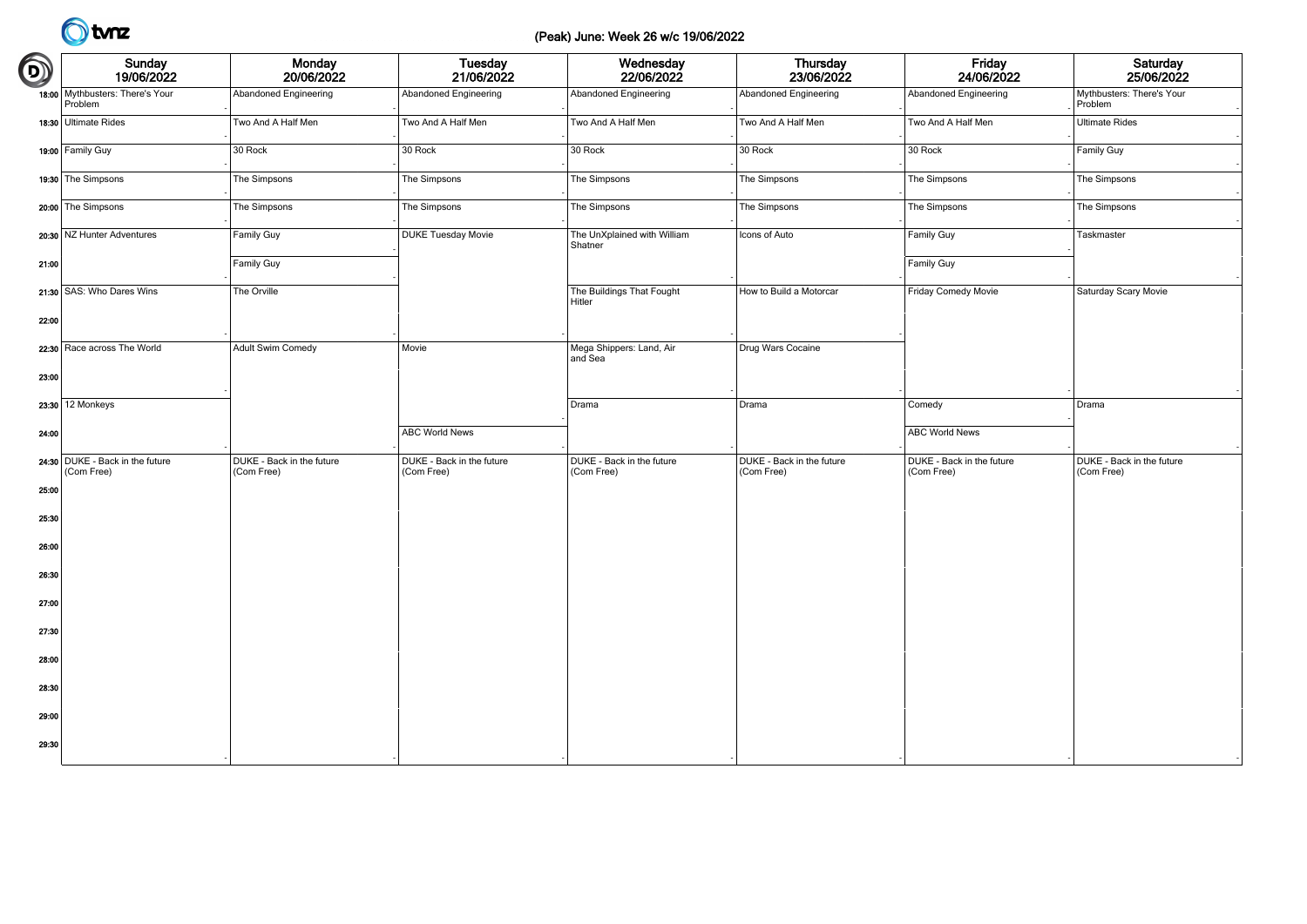# (Peak) June: Week 26 w/c 19/06/2022

| | Sunday 19/06/2022 | Monday 20/06/2022 | Tuesday 21/06/2022 | Wednesday 22/06/2022 | Thursday 23/06/2022 | Friday 24/06/2022 | Saturday 25/06/2022 |
|---|---|---|---|---|---|---|---|
| 18:00 | Mythbusters: There's Your Problem | Abandoned Engineering | Abandoned Engineering | Abandoned Engineering | Abandoned Engineering | Abandoned Engineering | Mythbusters: There's Your Problem |
| 18:30 | Ultimate Rides | Two And A Half Men | Two And A Half Men | Two And A Half Men | Two And A Half Men | Two And A Half Men | Ultimate Rides |
| 19:00 | Family Guy | 30 Rock | 30 Rock | 30 Rock | 30 Rock | 30 Rock | Family Guy |
| 19:30 | The Simpsons | The Simpsons | The Simpsons | The Simpsons | The Simpsons | The Simpsons | The Simpsons |
| 20:00 | The Simpsons | The Simpsons | The Simpsons | The Simpsons | The Simpsons | The Simpsons | The Simpsons |
| 20:30 | NZ Hunter Adventures | Family Guy | DUKE Tuesday Movie | The UnXplained with William Shatner | Icons of Auto | Family Guy | Taskmaster |
| 21:00 | | Family Guy | | | | Family Guy | |
| 21:30 | SAS: Who Dares Wins | The Orville | | The Buildings That Fought Hitler | How to Build a Motorcar | Friday Comedy Movie | Saturday Scary Movie |
| 22:00 | | | | | | | |
| 22:30 | Race across The World | Adult Swim Comedy | Movie | Mega Shippers: Land, Air and Sea | Drug Wars Cocaine | | |
| 23:00 | | | | | | | |
| 23:30 | 12 Monkeys | | | Drama | Drama | Comedy | Drama |
| 24:00 | | | ABC World News | | | ABC World News | |
| 24:30 | DUKE - Back in the future (Com Free) | DUKE - Back in the future (Com Free) | DUKE - Back in the future (Com Free) | DUKE - Back in the future (Com Free) | DUKE - Back in the future (Com Free) | DUKE - Back in the future (Com Free) | DUKE - Back in the future (Com Free) |
| 25:00 | | | | | | | |
| 25:30 | | | | | | | |
| 26:00 | | | | | | | |
| 26:30 | | | | | | | |
| 27:00 | | | | | | | |
| 27:30 | | | | | | | |
| 28:00 | | | | | | | |
| 28:30 | | | | | | | |
| 29:00 | | | | | | | |
| 29:30 | | | | | | | |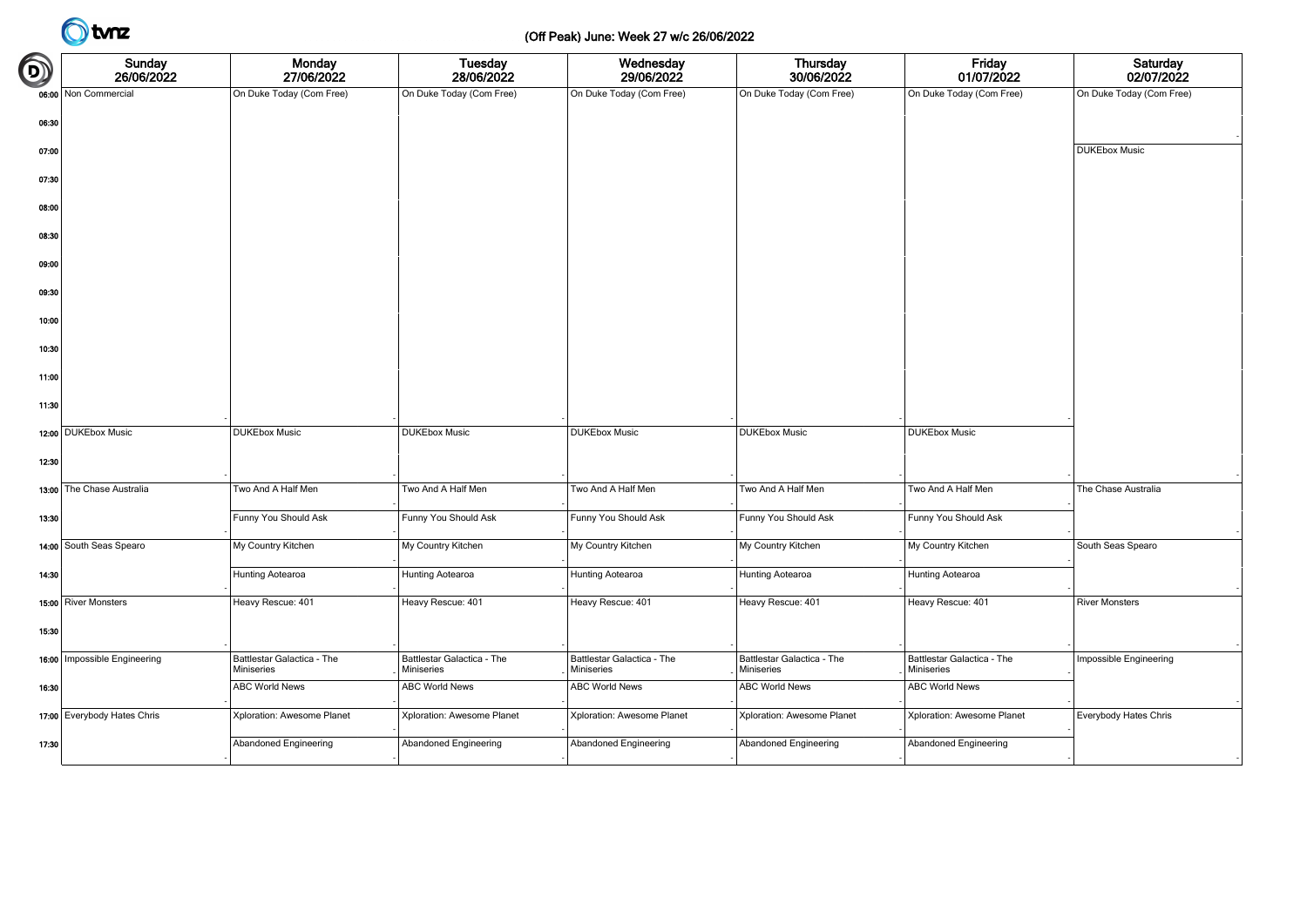# (Off Peak) June: Week 27 w/c 26/06/2022

| | Sunday 26/06/2022 | Monday 27/06/2022 | Tuesday 28/06/2022 | Wednesday 29/06/2022 | Thursday 30/06/2022 | Friday 01/07/2022 | Saturday 02/07/2022 |
|---|---|---|---|---|---|---|---|
| 06:00 | Non Commercial | On Duke Today (Com Free) | On Duke Today (Com Free) | On Duke Today (Com Free) | On Duke Today (Com Free) | On Duke Today (Com Free) | On Duke Today (Com Free) |
| 06:30 | | | | | | | |
| 07:00 | | | | | | | DUKEbox Music |
| 07:30 | | | | | | | |
| 08:00 | | | | | | | |
| 08:30 | | | | | | | |
| 09:00 | | | | | | | |
| 09:30 | | | | | | | |
| 10:00 | | | | | | | |
| 10:30 | | | | | | | |
| 11:00 | | | | | | | |
| 11:30 | | | | | | | |
| 12:00 | DUKEbox Music | DUKEbox Music | DUKEbox Music | DUKEbox Music | DUKEbox Music | DUKEbox Music | |
| 12:30 | | | | | | | |
| 13:00 | The Chase Australia | Two And A Half Men | Two And A Half Men | Two And A Half Men | Two And A Half Men | Two And A Half Men | The Chase Australia |
| 13:30 | | Funny You Should Ask | Funny You Should Ask | Funny You Should Ask | Funny You Should Ask | Funny You Should Ask | |
| 14:00 | South Seas Spearo | My Country Kitchen | My Country Kitchen | My Country Kitchen | My Country Kitchen | My Country Kitchen | South Seas Spearo |
| 14:30 | | Hunting Aotearoa | Hunting Aotearoa | Hunting Aotearoa | Hunting Aotearoa | Hunting Aotearoa | |
| 15:00 | River Monsters | Heavy Rescue: 401 | Heavy Rescue: 401 | Heavy Rescue: 401 | Heavy Rescue: 401 | Heavy Rescue: 401 | River Monsters |
| 15:30 | | | | | | | |
| 16:00 | Impossible Engineering | Battlestar Galactica - The Miniseries | Battlestar Galactica - The Miniseries | Battlestar Galactica - The Miniseries | Battlestar Galactica - The Miniseries | Battlestar Galactica - The Miniseries | Impossible Engineering |
| 16:30 | | ABC World News | ABC World News | ABC World News | ABC World News | ABC World News | |
| 17:00 | Everybody Hates Chris | Xploration: Awesome Planet | Xploration: Awesome Planet | Xploration: Awesome Planet | Xploration: Awesome Planet | Xploration: Awesome Planet | Everybody Hates Chris |
| 17:30 | | Abandoned Engineering | Abandoned Engineering | Abandoned Engineering | Abandoned Engineering | Abandoned Engineering | |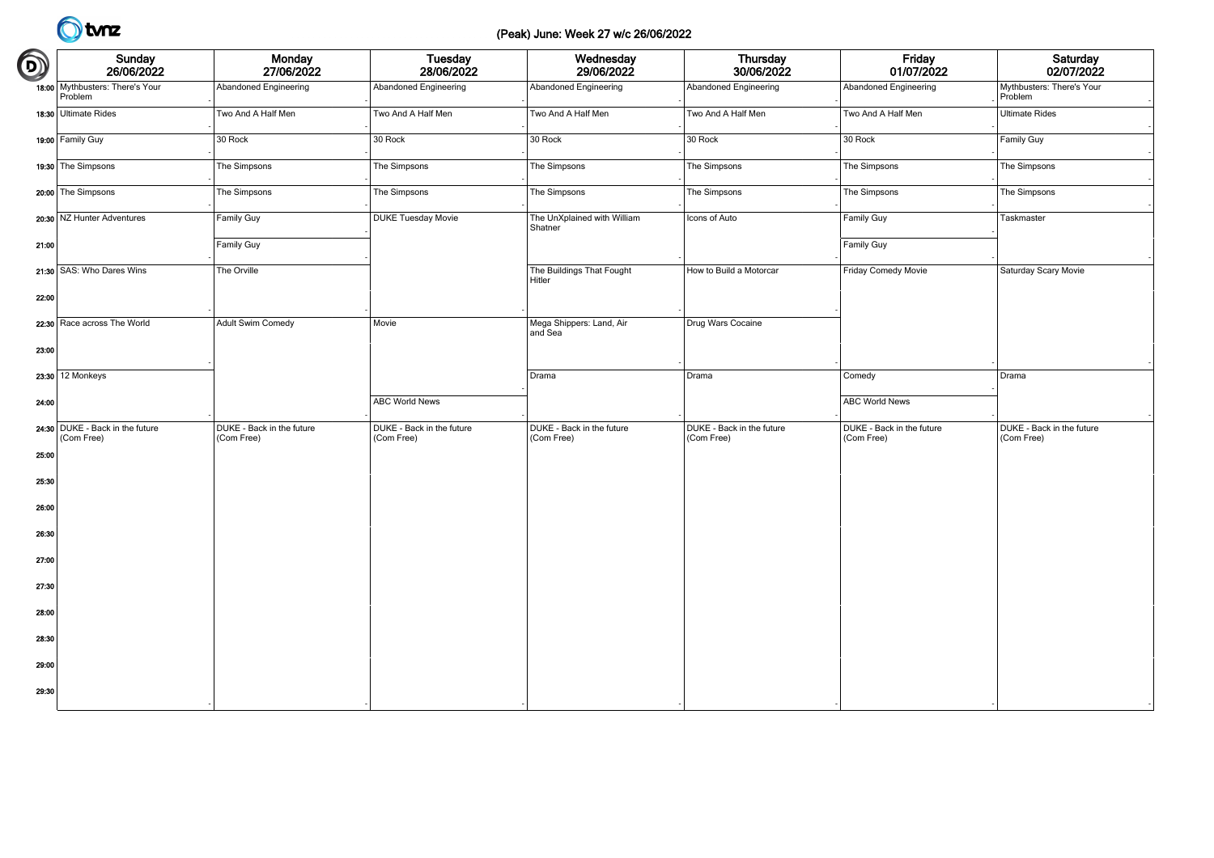# (Peak) June: Week 27 w/c 26/06/2022

| | Sunday 26/06/2022 | Monday 27/06/2022 | Tuesday 28/06/2022 | Wednesday 29/06/2022 | Thursday 30/06/2022 | Friday 01/07/2022 | Saturday 02/07/2022 |
|---|---|---|---|---|---|---|---|
| 18:00 | Mythbusters: There's Your Problem | Abandoned Engineering | Abandoned Engineering | Abandoned Engineering | Abandoned Engineering | Abandoned Engineering | Mythbusters: There's Your Problem |
| 18:30 | Ultimate Rides | Two And A Half Men | Two And A Half Men | Two And A Half Men | Two And A Half Men | Two And A Half Men | Ultimate Rides |
| 19:00 | Family Guy | 30 Rock | 30 Rock | 30 Rock | 30 Rock | 30 Rock | Family Guy |
| 19:30 | The Simpsons | The Simpsons | The Simpsons | The Simpsons | The Simpsons | The Simpsons | The Simpsons |
| 20:00 | The Simpsons | The Simpsons | The Simpsons | The Simpsons | The Simpsons | The Simpsons | The Simpsons |
| 20:30 | NZ Hunter Adventures | Family Guy | DUKE Tuesday Movie | The UnXplained with William Shatner | Icons of Auto | Family Guy | Taskmaster |
| 21:00 | | Family Guy | | | | Family Guy | |
| 21:30 | SAS: Who Dares Wins | The Orville | | The Buildings That Fought Hitler | How to Build a Motorcar | Friday Comedy Movie | Saturday Scary Movie |
| 22:00 | | | | | | | |
| 22:30 | Race across The World | Adult Swim Comedy | Movie | Mega Shippers: Land, Air and Sea | Drug Wars Cocaine | | |
| 23:00 | | | | | | | |
| 23:30 | 12 Monkeys | | | Drama | Drama | Comedy | Drama |
| 24:00 | | | ABC World News | | | ABC World News | |
| 24:30 | DUKE - Back in the future (Com Free) | DUKE - Back in the future (Com Free) | DUKE - Back in the future (Com Free) | DUKE - Back in the future (Com Free) | DUKE - Back in the future (Com Free) | DUKE - Back in the future (Com Free) | DUKE - Back in the future (Com Free) |
| 25:00 | | | | | | | |
| 25:30 | | | | | | | |
| 26:00 | | | | | | | |
| 26:30 | | | | | | | |
| 27:00 | | | | | | | |
| 27:30 | | | | | | | |
| 28:00 | | | | | | | |
| 28:30 | | | | | | | |
| 29:00 | | | | | | | |
| 29:30 | | | | | | | |